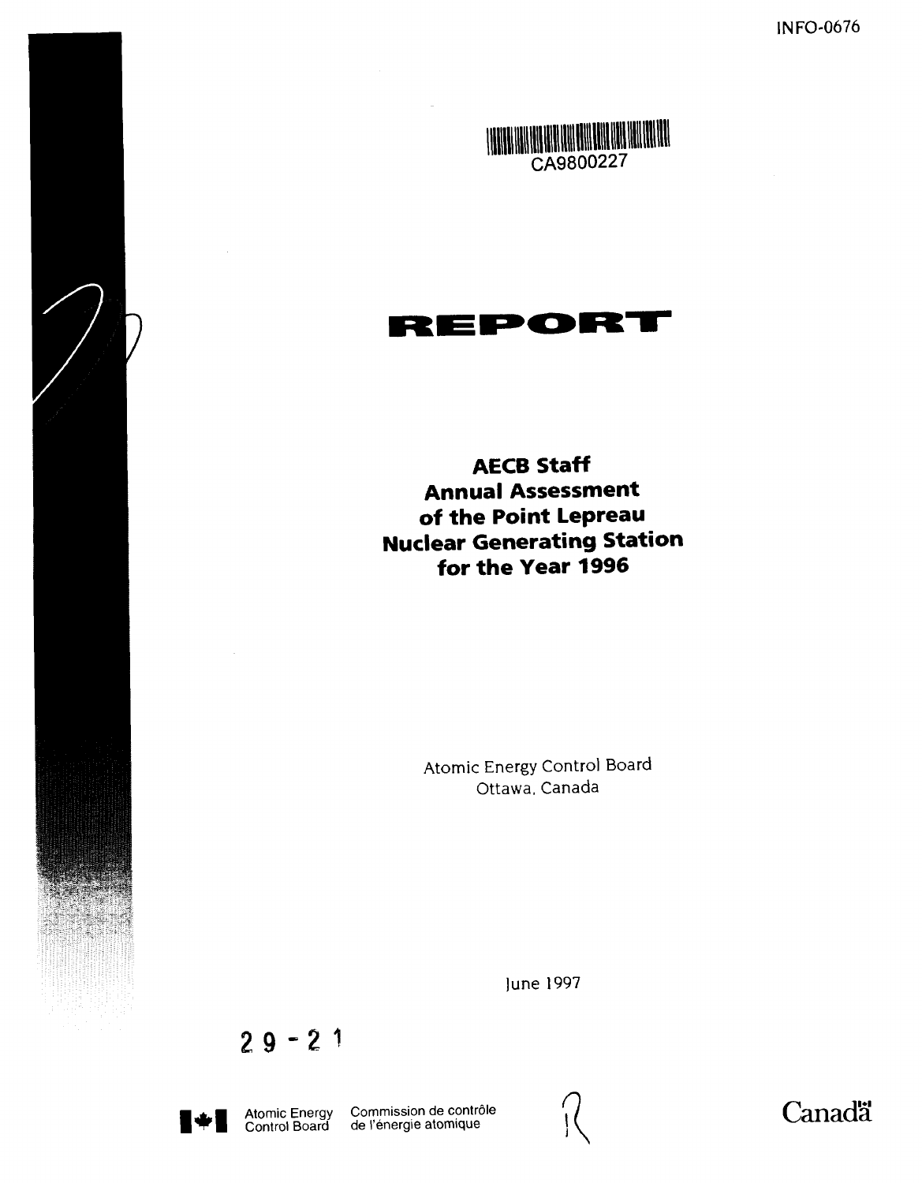INFO-0676

CA9800227

# REPORT

## AECB Staff Annual Assessment of the Point Lepreau Nuclear Generating Station for the Year 1996

Atomic Energy Control Board
Ottawa, Canada

June 1997

29 - 21

Atomic Energy Control Board    Commission de contrôle de l'énergie atomique

Canada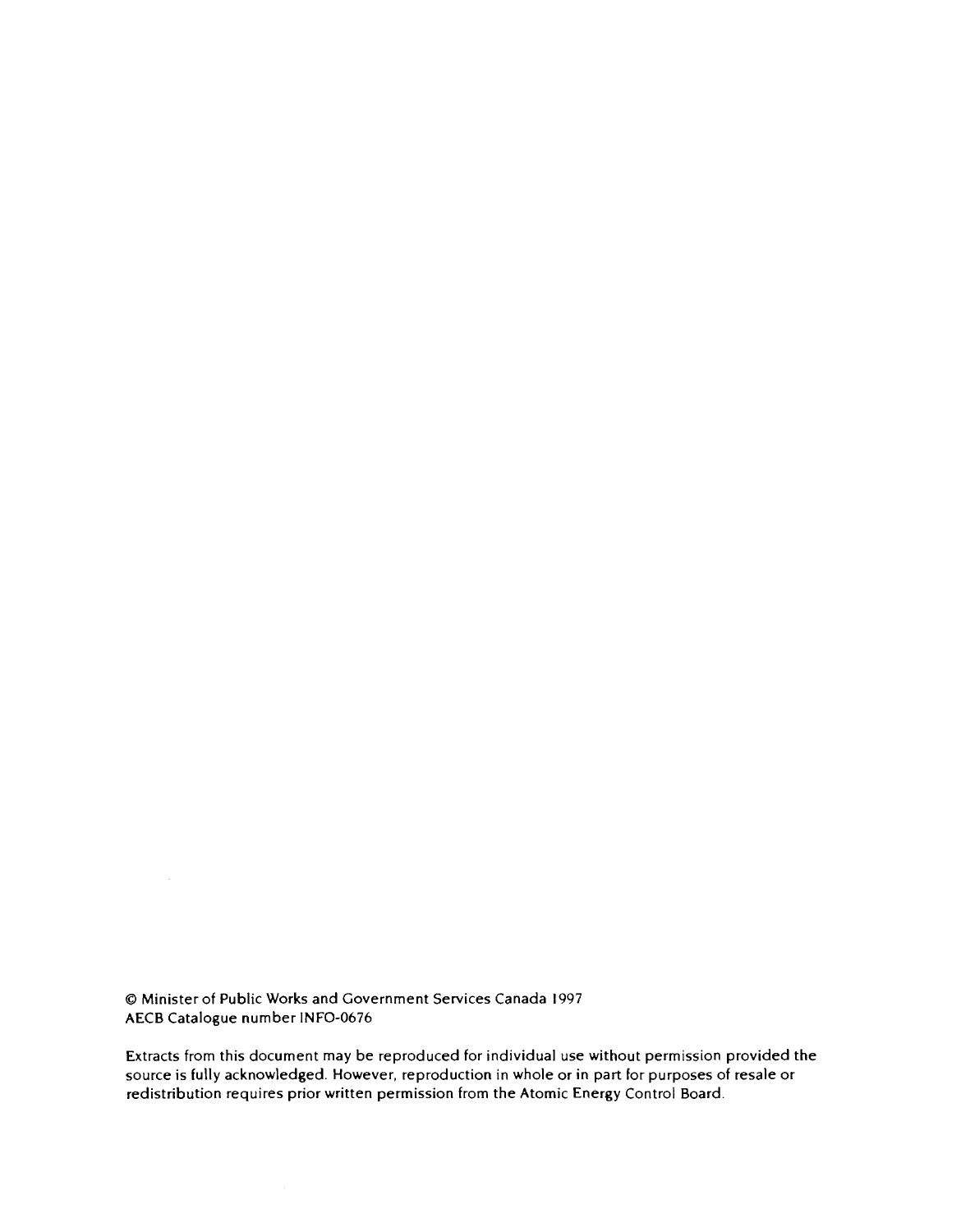© Minister of Public Works and Government Services Canada 1997
AECB Catalogue number INFO-0676

Extracts from this document may be reproduced for individual use without permission provided the source is fully acknowledged. However, reproduction in whole or in part for purposes of resale or redistribution requires prior written permission from the Atomic Energy Control Board.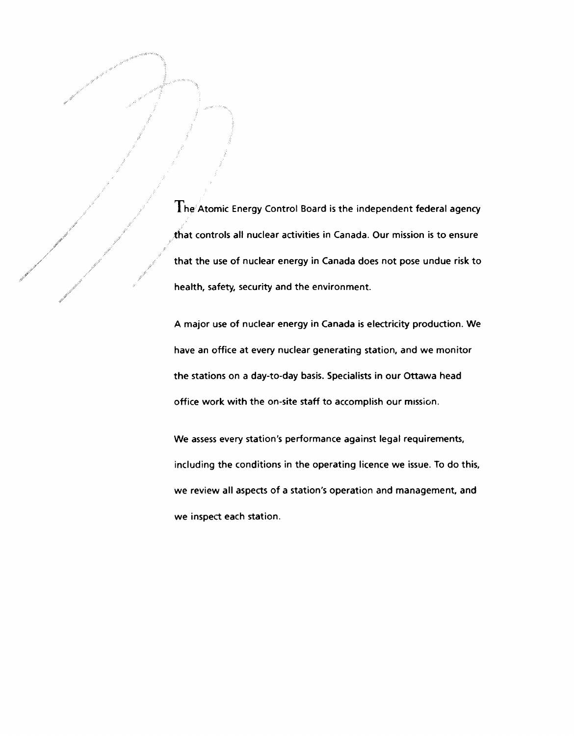The Atomic Energy Control Board is the independent federal agency that controls all nuclear activities in Canada. Our mission is to ensure that the use of nuclear energy in Canada does not pose undue risk to health, safety, security and the environment.

A major use of nuclear energy in Canada is electricity production. We have an office at every nuclear generating station, and we monitor the stations on a day-to-day basis. Specialists in our Ottawa head office work with the on-site staff to accomplish our mission.

We assess every station's performance against legal requirements, including the conditions in the operating licence we issue. To do this, we review all aspects of a station's operation and management, and we inspect each station.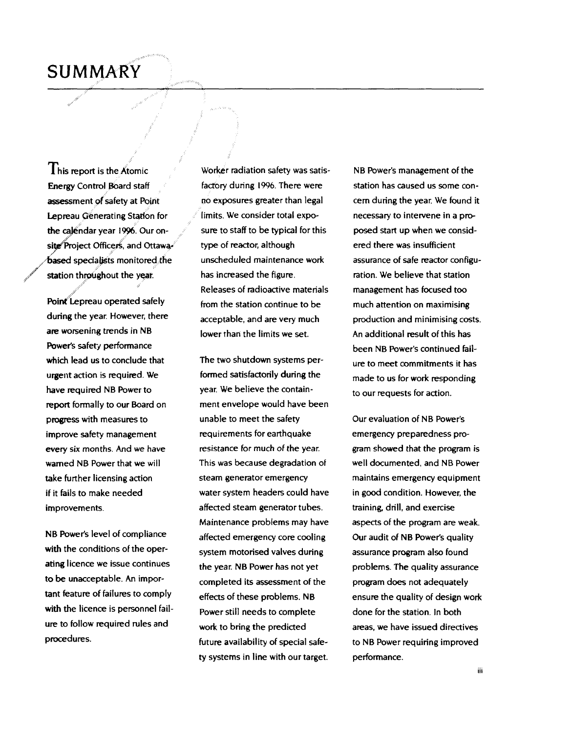# SUMMARY

This report is the Atomic Energy Control Board staff assessment of safety at Point Lepreau Generating Station for the calendar year 1996. Our on-site Project Officers, and Ottawa-based specialists monitored the station throughout the year.

Point Lepreau operated safely during the year. However, there are worsening trends in NB Power's safety performance which lead us to conclude that urgent action is required. We have required NB Power to report formally to our Board on progress with measures to improve safety management every six months. And we have warned NB Power that we will take further licensing action if it fails to make needed improvements.

NB Power's level of compliance with the conditions of the operating licence we issue continues to be unacceptable. An important feature of failures to comply with the licence is personnel failure to follow required rules and procedures.

Worker radiation safety was satisfactory during 1996. There were no exposures greater than legal limits. We consider total exposure to staff to be typical for this type of reactor, although unscheduled maintenance work has increased the figure. Releases of radioactive materials from the station continue to be acceptable, and are very much lower than the limits we set.

The two shutdown systems performed satisfactorily during the year. We believe the containment envelope would have been unable to meet the safety requirements for earthquake resistance for much of the year. This was because degradation of steam generator emergency water system headers could have affected steam generator tubes. Maintenance problems may have affected emergency core cooling system motorised valves during the year. NB Power has not yet completed its assessment of the effects of these problems. NB Power still needs to complete work to bring the predicted future availability of special safety systems in line with our target.

NB Power's management of the station has caused us some concern during the year. We found it necessary to intervene in a proposed start up when we considered there was insufficient assurance of safe reactor configuration. We believe that station management has focused too much attention on maximising production and minimising costs. An additional result of this has been NB Power's continued failure to meet commitments it has made to us for work responding to our requests for action.

Our evaluation of NB Power's emergency preparedness program showed that the program is well documented, and NB Power maintains emergency equipment in good condition. However, the training, drill, and exercise aspects of the program are weak. Our audit of NB Power's quality assurance program also found problems. The quality assurance program does not adequately ensure the quality of design work done for the station. In both areas, we have issued directives to NB Power requiring improved performance.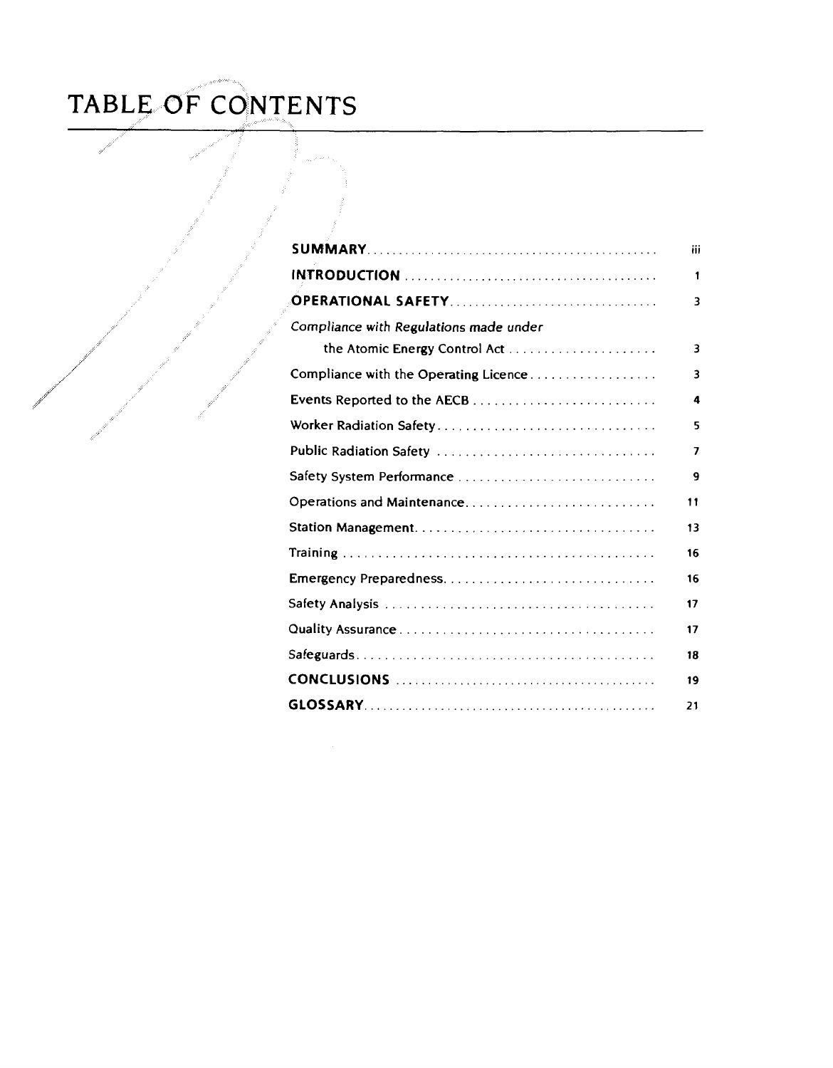# TABLE OF CONTENTS

| | |
|---|---|
| **SUMMARY** | iii |
| **INTRODUCTION** | 1 |
| **OPERATIONAL SAFETY** | 3 |
| *Compliance with Regulations made under* the Atomic Energy Control Act | 3 |
| Compliance with the Operating Licence | 3 |
| Events Reported to the AECB | 4 |
| Worker Radiation Safety | 5 |
| Public Radiation Safety | 7 |
| Safety System Performance | 9 |
| Operations and Maintenance | 11 |
| Station Management | 13 |
| Training | 16 |
| Emergency Preparedness | 16 |
| Safety Analysis | 17 |
| Quality Assurance | 17 |
| Safeguards | 18 |
| **CONCLUSIONS** | 19 |
| **GLOSSARY** | 21 |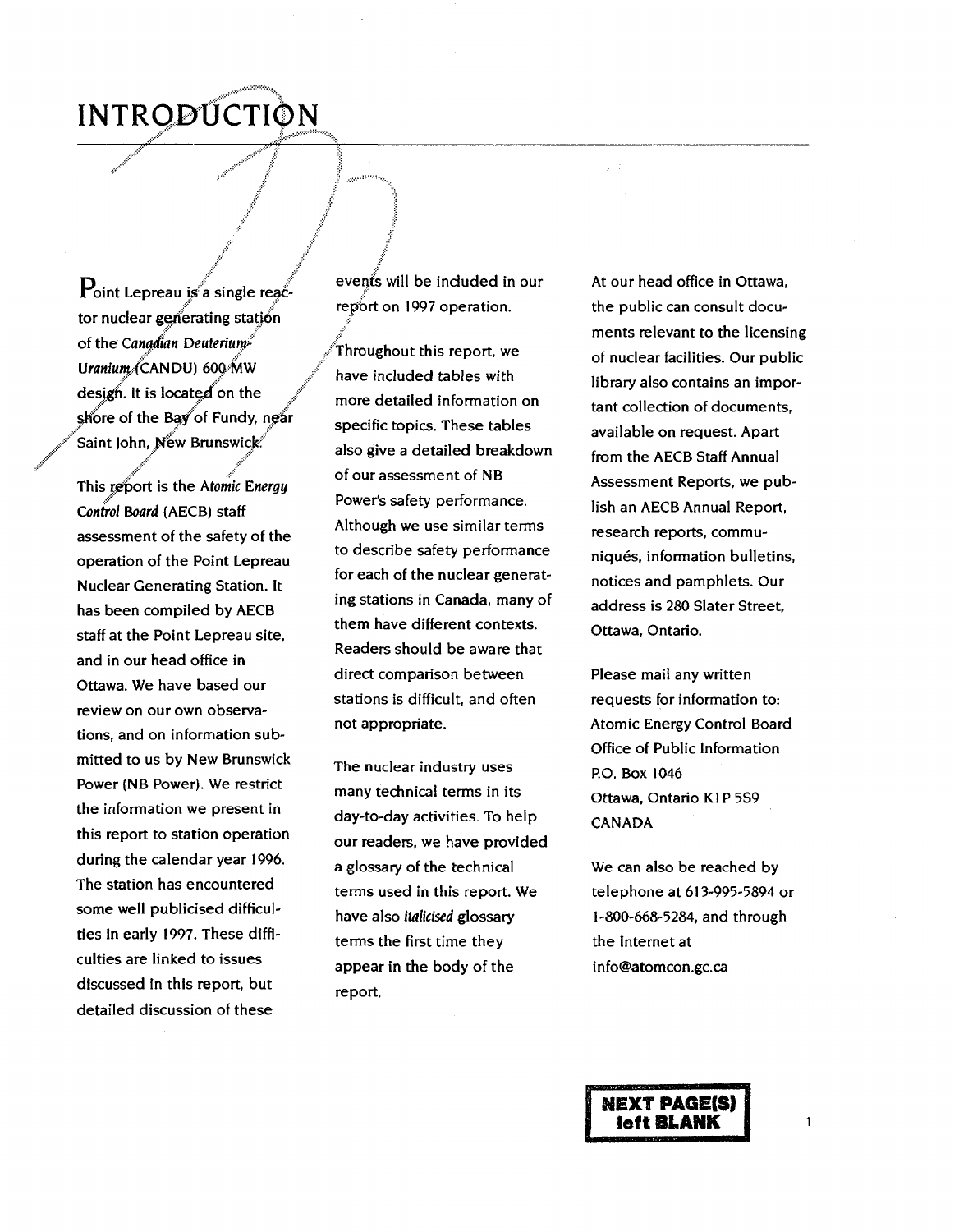# INTRODUCTION

Point Lepreau is a single reactor nuclear generating station of the *Canadian Deuterium-Uranium* (CANDU) 600 MW design. It is located on the shore of the Bay of Fundy, near Saint John, New Brunswick.

This report is the *Atomic Energy Control Board* (AECB) staff assessment of the safety of the operation of the Point Lepreau Nuclear Generating Station. It has been compiled by AECB staff at the Point Lepreau site, and in our head office in Ottawa. We have based our review on our own observations, and on information submitted to us by New Brunswick Power (NB Power). We restrict the information we present in this report to station operation during the calendar year 1996. The station has encountered some well publicised difficulties in early 1997. These difficulties are linked to issues discussed in this report, but detailed discussion of these events will be included in our report on 1997 operation.

Throughout this report, we have included tables with more detailed information on specific topics. These tables also give a detailed breakdown of our assessment of NB Power's safety performance. Although we use similar terms to describe safety performance for each of the nuclear generating stations in Canada, many of them have different contexts. Readers should be aware that direct comparison between stations is difficult, and often not appropriate.

The nuclear industry uses many technical terms in its day-to-day activities. To help our readers, we have provided a glossary of the technical terms used in this report. We have also *italicised* glossary terms the first time they appear in the body of the report.

At our head office in Ottawa, the public can consult documents relevant to the licensing of nuclear facilities. Our public library also contains an important collection of documents, available on request. Apart from the AECB Staff Annual Assessment Reports, we publish an AECB Annual Report, research reports, communiqués, information bulletins, notices and pamphlets. Our address is 280 Slater Street, Ottawa, Ontario.

Please mail any written requests for information to:
Atomic Energy Control Board
Office of Public Information
P.O. Box 1046
Ottawa, Ontario K1P 5S9
CANADA

We can also be reached by telephone at 613-995-5894 or 1-800-668-5284, and through the Internet at info@atomcon.gc.ca

**NEXT PAGE(S) left BLANK**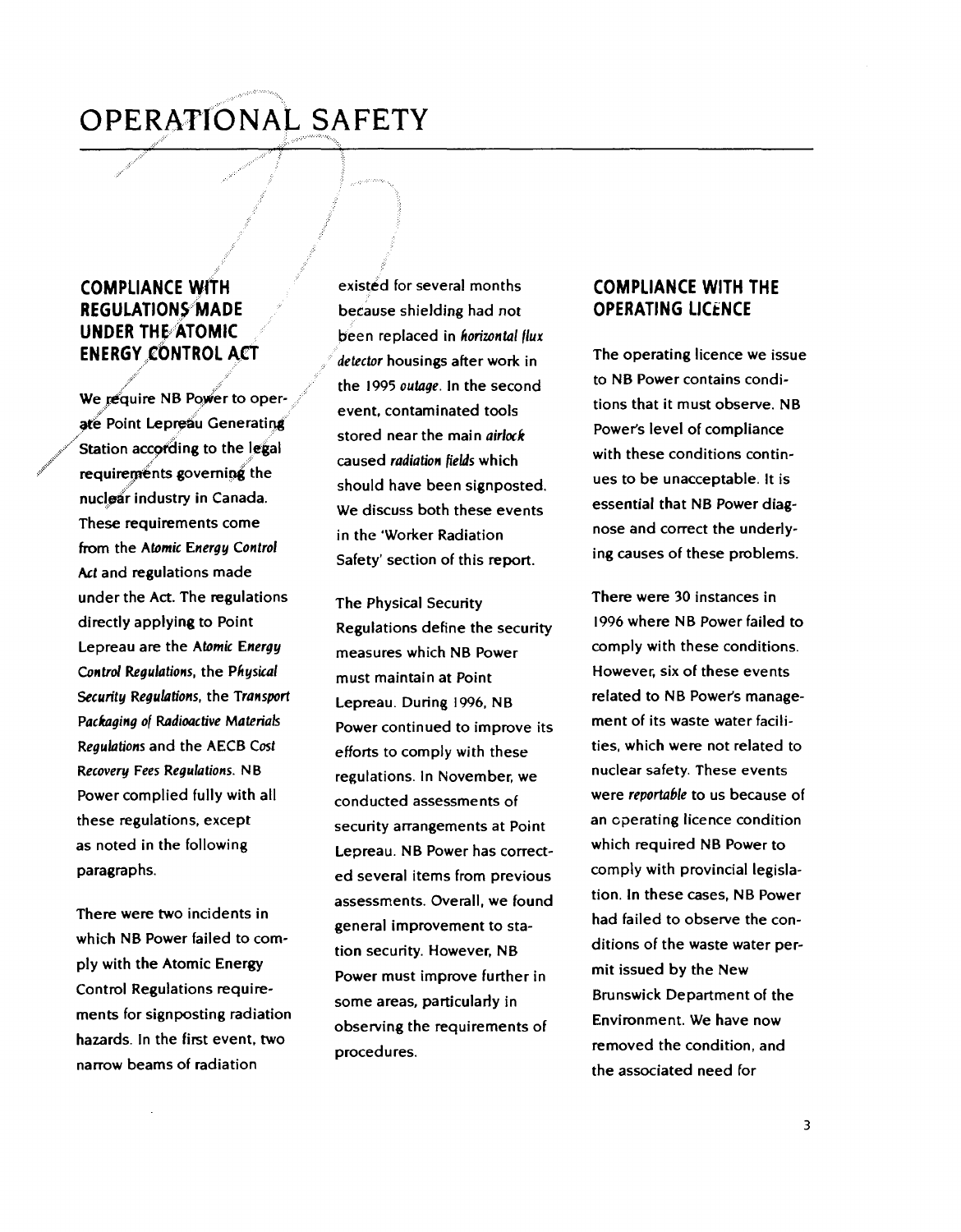# OPERATIONAL SAFETY

## COMPLIANCE WITH REGULATIONS MADE UNDER THE ATOMIC ENERGY CONTROL ACT

We require NB Power to operate Point Lepreau Generating Station according to the legal requirements governing the nuclear industry in Canada. These requirements come from the *Atomic Energy Control Act* and regulations made under the Act. The regulations directly applying to Point Lepreau are the *Atomic Energy Control Regulations*, the *Physical Security Regulations*, the *Transport Packaging of Radioactive Materials Regulations* and the AECB *Cost Recovery Fees Regulations*. NB Power complied fully with all these regulations, except as noted in the following paragraphs.

There were two incidents in which NB Power failed to comply with the Atomic Energy Control Regulations requirements for signposting radiation hazards. In the first event, two narrow beams of radiation existed for several months because shielding had not been replaced in *horizontal flux detector* housings after work in the 1995 *outage*. In the second event, contaminated tools stored near the main *airlock* caused *radiation fields* which should have been signposted. We discuss both these events in the 'Worker Radiation Safety' section of this report.

The Physical Security Regulations define the security measures which NB Power must maintain at Point Lepreau. During 1996, NB Power continued to improve its efforts to comply with these regulations. In November, we conducted assessments of security arrangements at Point Lepreau. NB Power has corrected several items from previous assessments. Overall, we found general improvement to station security. However, NB Power must improve further in some areas, particularly in observing the requirements of procedures.

## COMPLIANCE WITH THE OPERATING LICENCE

The operating licence we issue to NB Power contains conditions that it must observe. NB Power's level of compliance with these conditions continues to be unacceptable. It is essential that NB Power diagnose and correct the underlying causes of these problems.

There were 30 instances in 1996 where NB Power failed to comply with these conditions. However, six of these events related to NB Power's management of its waste water facilities, which were not related to nuclear safety. These events were *reportable* to us because of an operating licence condition which required NB Power to comply with provincial legislation. In these cases, NB Power had failed to observe the conditions of the waste water permit issued by the New Brunswick Department of the Environment. We have now removed the condition, and the associated need for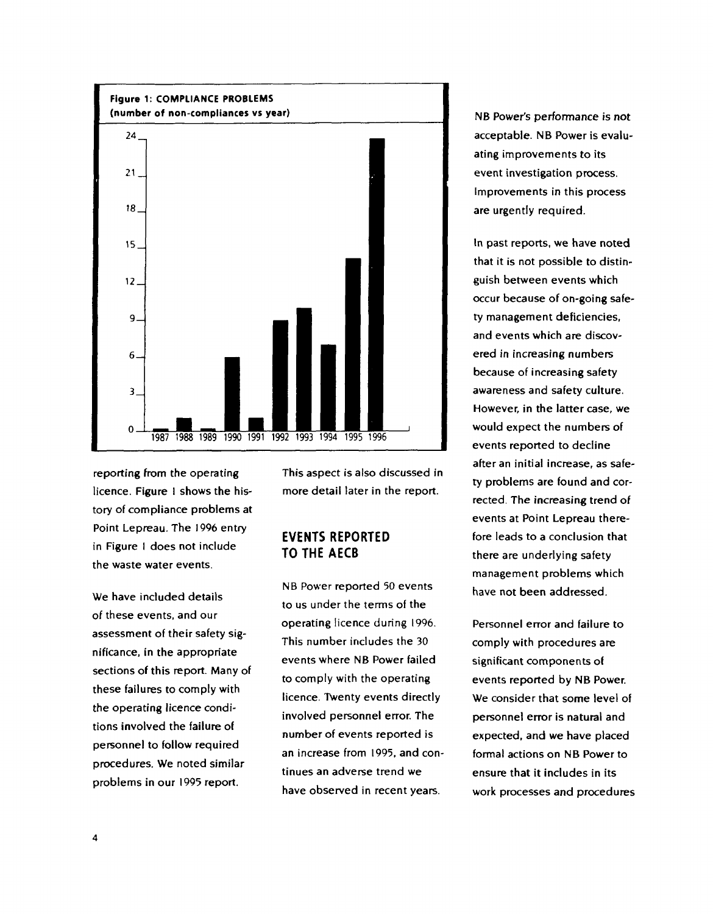**Figure 1: COMPLIANCE PROBLEMS**
**(number of non-compliances vs year)**

24
21
18
15
12
9
6
3
0

1987 1988 1989 1990 1991 1992 1993 1994 1995 1996

reporting from the operating licence. **Figure 1** shows the history of compliance problems at Point Lepreau. The 1996 entry in Figure 1 does not include the waste water events.

We have included details of these events, and our assessment of their safety significance, in the appropriate sections of this report. Many of these failures to comply with the operating licence conditions involved the failure of personnel to follow required procedures. We noted similar problems in our 1995 report.

This aspect is also discussed in more detail later in the report.

## EVENTS REPORTED TO THE AECB

NB Power reported 50 events to us under the terms of the operating licence during 1996. This number includes the 30 events where NB Power failed to comply with the operating licence. Twenty events directly involved personnel error. The number of events reported is an increase from 1995, and continues an adverse trend we have observed in recent years.

NB Power's performance is not acceptable. NB Power is evaluating improvements to its event investigation process. Improvements in this process are urgently required.

In past reports, we have noted that it is not possible to distinguish between events which occur because of on-going safety management deficiencies, and events which are discovered in increasing numbers because of increasing safety awareness and safety culture. However, in the latter case, we would expect the numbers of events reported to decline after an initial increase, as safety problems are found and corrected. The increasing trend of events at Point Lepreau therefore leads to a conclusion that there are underlying safety management problems which have not been addressed.

Personnel error and failure to comply with procedures are significant components of events reported by NB Power. We consider that some level of personnel error is natural and expected, and we have placed formal actions on NB Power to ensure that it includes in its work processes and procedures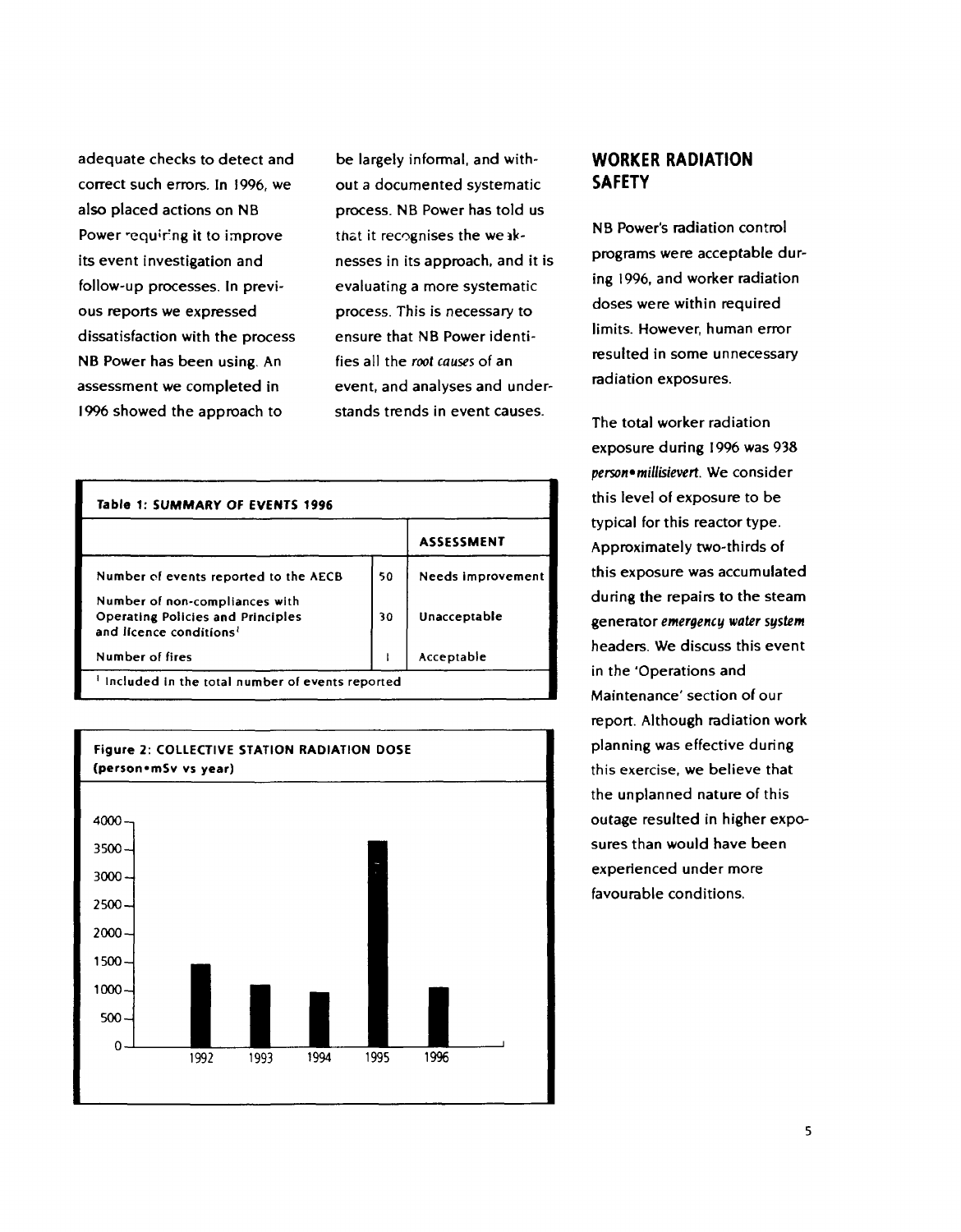adequate checks to detect and correct such errors. In 1996, we also placed actions on NB Power requiring it to improve its event investigation and follow-up processes. In previous reports we expressed dissatisfaction with the process NB Power has been using. An assessment we completed in 1996 showed the approach to be largely informal, and without a documented systematic process. NB Power has told us that it recognises the weaknesses in its approach, and it is evaluating a more systematic process. This is necessary to ensure that NB Power identifies all the *root causes* of an event, and analyses and understands trends in event causes.

**Table 1: SUMMARY OF EVENTS 1996**

| | | ASSESSMENT |
|---|---|---|
| Number of events reported to the AECB | 50 | Needs improvement |
| Number of non-compliances with Operating Policies and Principles and licence conditions[1] | 30 | Unacceptable |
| Number of fires | 1 | Acceptable |

[1] Included in the total number of events reported

**Figure 2: COLLECTIVE STATION RADIATION DOSE (person•mSv vs year)**

4000
3500
3000
2500
2000
1500
1000
500
0
1992
1993
1994
1995
1996

## WORKER RADIATION SAFETY

NB Power's radiation control programs were acceptable during 1996, and worker radiation doses were within required limits. However, human error resulted in some unnecessary radiation exposures.

The total worker radiation exposure during 1996 was 938 *person•millisievert*. We consider this level of exposure to be typical for this reactor type. Approximately two-thirds of this exposure was accumulated during the repairs to the steam generator *emergency water system* headers. We discuss this event in the 'Operations and Maintenance' section of our report. Although radiation work planning was effective during this exercise, we believe that the unplanned nature of this outage resulted in higher exposures than would have been experienced under more favourable conditions.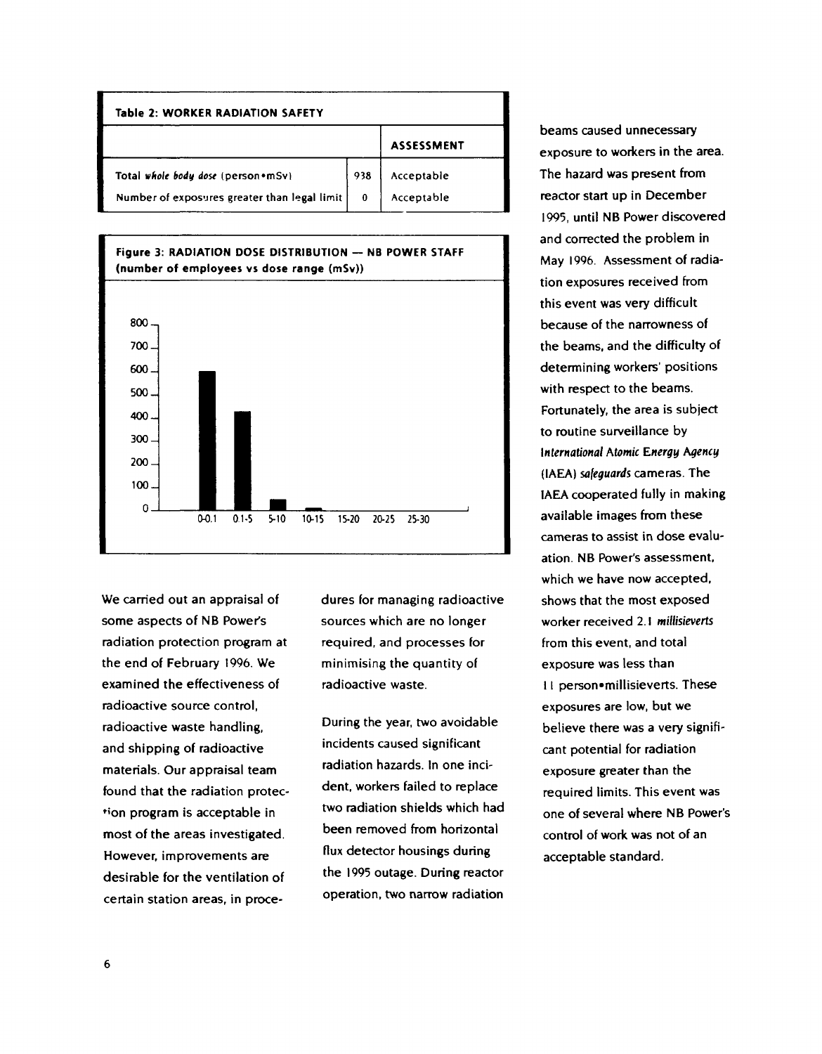**Table 2: WORKER RADIATION SAFETY**

| | | ASSESSMENT |
|---|---|---|
| Total *whole body dose* (person•mSv) | 938 | Acceptable |
| Number of exposures greater than legal limit | 0 | Acceptable |

**Figure 3: RADIATION DOSE DISTRIBUTION — NB POWER STAFF (number of employees vs dose range (mSv))**

800
700
600
500
400
300
200
100
0

0-0.1 0.1-5 5-10 10-15 15-20 20-25 25-30

We carried out an appraisal of some aspects of NB Power's radiation protection program at the end of February 1996. We examined the effectiveness of radioactive source control, radioactive waste handling, and shipping of radioactive materials. Our appraisal team found that the radiation protection program is acceptable in most of the areas investigated. However, improvements are desirable for the ventilation of certain station areas, in procedures for managing radioactive sources which are no longer required, and processes for minimising the quantity of radioactive waste.

During the year, two avoidable incidents caused significant radiation hazards. In one incident, workers failed to replace two radiation shields which had been removed from horizontal flux detector housings during the 1995 outage. During reactor operation, two narrow radiation beams caused unnecessary exposure to workers in the area. The hazard was present from reactor start up in December 1995, until NB Power discovered and corrected the problem in May 1996. Assessment of radiation exposures received from this event was very difficult because of the narrowness of the beams, and the difficulty of determining workers' positions with respect to the beams. Fortunately, the area is subject to routine surveillance by *International Atomic Energy Agency* (IAEA) *safeguards* cameras. The IAEA cooperated fully in making available images from these cameras to assist in dose evaluation. NB Power's assessment, which we have now accepted, shows that the most exposed worker received 2.1 *millisieverts* from this event, and total exposure was less than 11 person•millisieverts. These exposures are low, but we believe there was a very significant potential for radiation exposure greater than the required limits. This event was one of several where NB Power's control of work was not of an acceptable standard.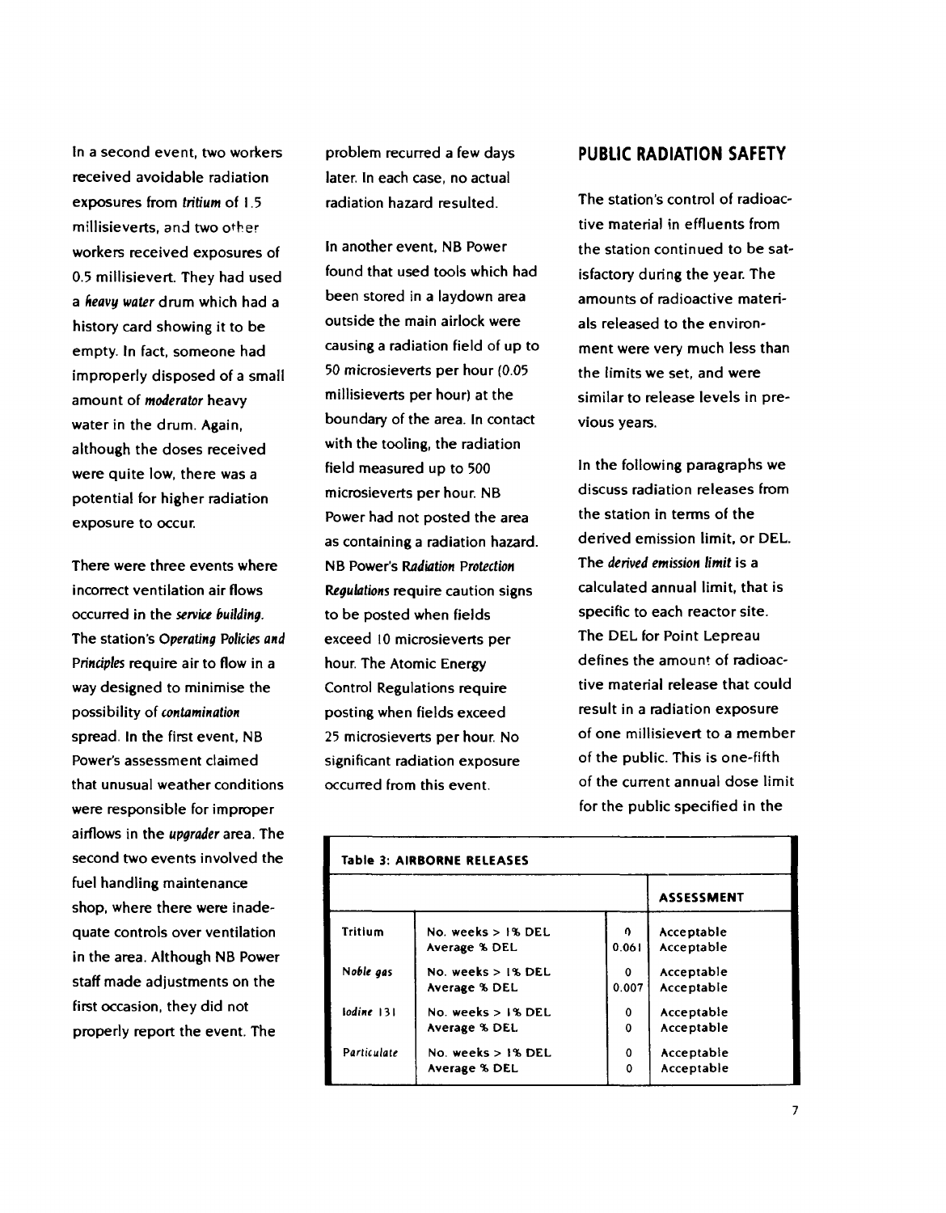In a second event, two workers received avoidable radiation exposures from *tritium* of 1.5 millisieverts, and two other workers received exposures of 0.5 millisievert. They had used a *heavy water* drum which had a history card showing it to be empty. In fact, someone had improperly disposed of a small amount of *moderator* heavy water in the drum. Again, although the doses received were quite low, there was a potential for higher radiation exposure to occur.

There were three events where incorrect ventilation air flows occurred in the *service building*. The station's *Operating Policies and Principles* require air to flow in a way designed to minimise the possibility of *contamination* spread. In the first event, NB Power's assessment claimed that unusual weather conditions were responsible for improper airflows in the *upgrader* area. The second two events involved the fuel handling maintenance shop, where there were inadequate controls over ventilation in the area. Although NB Power staff made adjustments on the first occasion, they did not properly report the event. The problem recurred a few days later. In each case, no actual radiation hazard resulted.

In another event, NB Power found that used tools which had been stored in a laydown area outside the main airlock were causing a radiation field of up to 50 microsieverts per hour (0.05 millisieverts per hour) at the boundary of the area. In contact with the tooling, the radiation field measured up to 500 microsieverts per hour. NB Power had not posted the area as containing a radiation hazard. NB Power's *Radiation Protection Regulations* require caution signs to be posted when fields exceed 10 microsieverts per hour. The Atomic Energy Control Regulations require posting when fields exceed 25 microsieverts per hour. No significant radiation exposure occurred from this event.

## PUBLIC RADIATION SAFETY

The station's control of radioactive material in effluents from the station continued to be satisfactory during the year. The amounts of radioactive materials released to the environment were very much less than the limits we set, and were similar to release levels in previous years.

In the following paragraphs we discuss radiation releases from the station in terms of the derived emission limit, or DEL. The *derived emission limit* is a calculated annual limit, that is specific to each reactor site. The DEL for Point Lepreau defines the amount of radioactive material release that could result in a radiation exposure of one millisievert to a member of the public. This is one-fifth of the current annual dose limit for the public specified in the

**Table 3: AIRBORNE RELEASES**

| | | | ASSESSMENT |
|---|---|---|---|
| Tritium | No. weeks > 1% DEL | 0 | Acceptable |
| | Average % DEL | 0.061 | Acceptable |
| *Noble gas* | No. weeks > 1% DEL | 0 | Acceptable |
| | Average % DEL | 0.007 | Acceptable |
| *Iodine 131* | No. weeks > 1% DEL | 0 | Acceptable |
| | Average % DEL | 0 | Acceptable |
| *Particulate* | No. weeks > 1% DEL | 0 | Acceptable |
| | Average % DEL | 0 | Acceptable |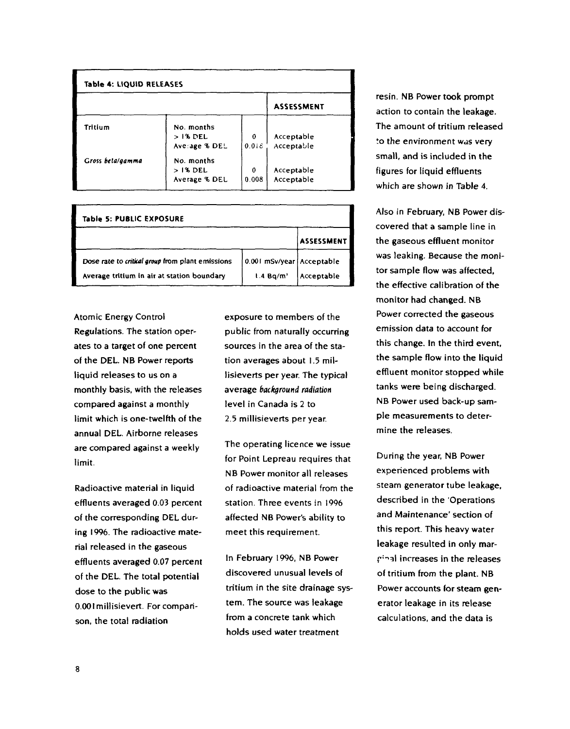**Table 4: LIQUID RELEASES**

| | | | ASSESSMENT |
|---|---|---|---|
| Tritium | No. months > 1% DEL | 0 | Acceptable |
| | Average % DEL | 0.018 | Acceptable |
| *Gross beta/gamma* | No. months > 1% DEL | 0 | Acceptable |
| | Average % DEL | 0.008 | Acceptable |

**Table 5: PUBLIC EXPOSURE**

| | | ASSESSMENT |
|---|---|---|
| Dose rate to *critical group* from plant emissions | 0.001 mSv/year | Acceptable |
| Average tritium in air at station boundary | 1.4 Bq/m³ | Acceptable |

Atomic Energy Control Regulations. The station operates to a target of one percent of the DEL. NB Power reports liquid releases to us on a monthly basis, with the releases compared against a monthly limit which is one-twelfth of the annual DEL. Airborne releases are compared against a weekly limit.

Radioactive material in liquid effluents averaged 0.03 percent of the corresponding DEL during 1996. The radioactive material released in the gaseous effluents averaged 0.07 percent of the DEL. The total potential dose to the public was 0.001millisievert. For comparison, the total radiation exposure to members of the public from naturally occurring sources in the area of the station averages about 1.5 millisieverts per year. The typical average *background radiation* level in Canada is 2 to 2.5 millisieverts per year.

The operating licence we issue for Point Lepreau requires that NB Power monitor all releases of radioactive material from the station. Three events in 1996 affected NB Power's ability to meet this requirement.

In February 1996, NB Power discovered unusual levels of tritium in the site drainage system. The source was leakage from a concrete tank which holds used water treatment resin. NB Power took prompt action to contain the leakage. The amount of tritium released to the environment was very small, and is included in the figures for liquid effluents which are shown in Table 4.

Also in February, NB Power discovered that a sample line in the gaseous effluent monitor was leaking. Because the monitor sample flow was affected, the effective calibration of the monitor had changed. NB Power corrected the gaseous emission data to account for this change. In the third event, the sample flow into the liquid effluent monitor stopped while tanks were being discharged. NB Power used back-up sample measurements to determine the releases.

During the year, NB Power experienced problems with steam generator tube leakage, described in the 'Operations and Maintenance' section of this report. This heavy water leakage resulted in only marginal increases in the releases of tritium from the plant. NB Power accounts for steam generator leakage in its release calculations, and the data is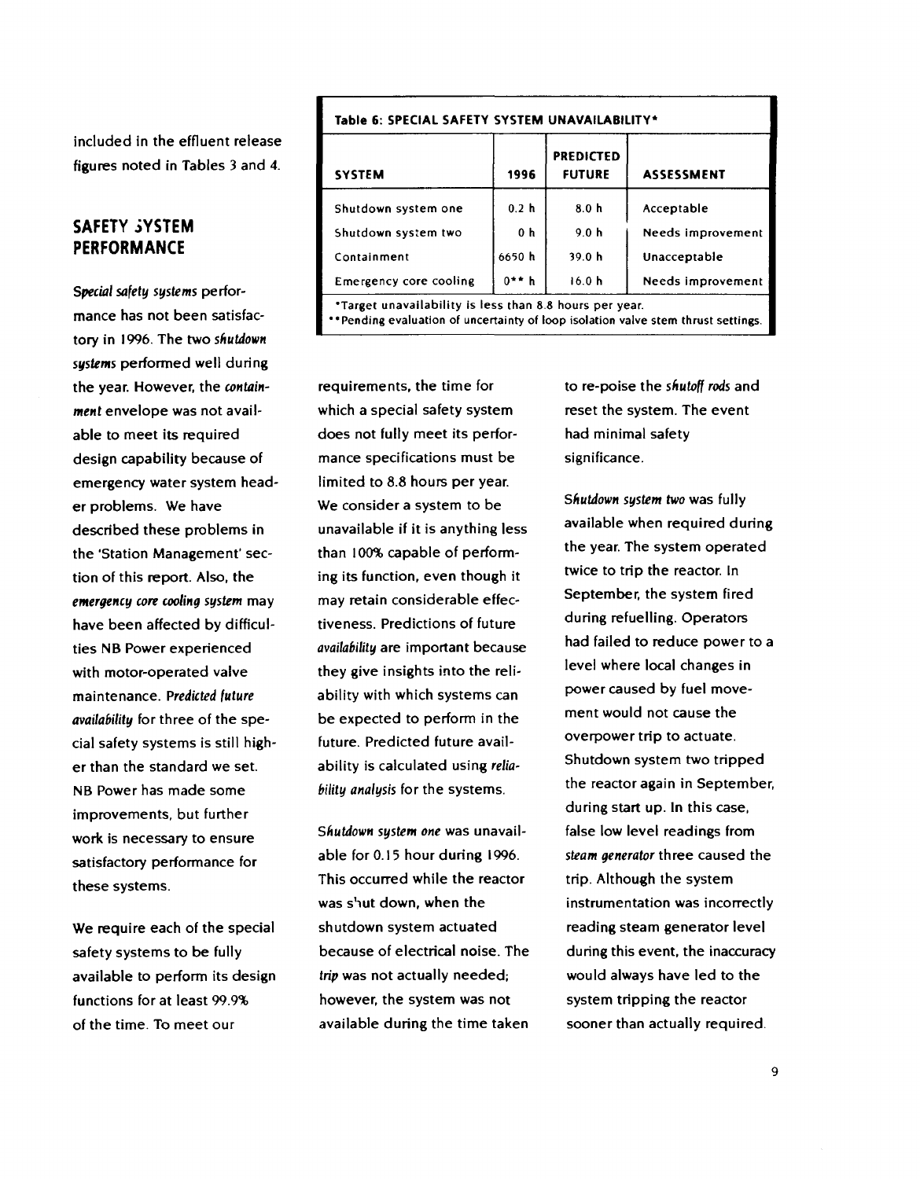included in the effluent release figures noted in Tables 3 and 4.

## SAFETY SYSTEM PERFORMANCE

*Special safety systems* performance has not been satisfactory in 1996. The two *shutdown systems* performed well during the year. However, the *containment* envelope was not available to meet its required design capability because of emergency water system header problems. We have described these problems in the 'Station Management' section of this report. Also, the *emergency core cooling system* may have been affected by difficulties NB Power experienced with motor-operated valve maintenance. *Predicted future availability* for three of the special safety systems is still higher than the standard we set. NB Power has made some improvements, but further work is necessary to ensure satisfactory performance for these systems.

We require each of the special safety systems to be fully available to perform its design functions for at least 99.9% of the time. To meet our requirements, the time for which a special safety system does not fully meet its performance specifications must be limited to 8.8 hours per year. We consider a system to be unavailable if it is anything less than 100% capable of performing its function, even though it may retain considerable effectiveness. Predictions of future *availability* are important because they give insights into the reliability with which systems can be expected to perform in the future. Predicted future availability is calculated using *reliability analysis* for the systems.

**Table 6: SPECIAL SAFETY SYSTEM UNAVAILABILITY***

| SYSTEM | 1996 | PREDICTED FUTURE | ASSESSMENT |
|---|---|---|---|
| Shutdown system one | 0.2 h | 8.0 h | Acceptable |
| Shutdown system two | 0 h | 9.0 h | Needs improvement |
| Containment | 6650 h | 39.0 h | Unacceptable |
| Emergency core cooling | 0** h | 16.0 h | Needs improvement |

*Target unavailability is less than 8.8 hours per year.
**Pending evaluation of uncertainty of loop isolation valve stem thrust settings.

*Shutdown system one* was unavailable for 0.15 hour during 1996. This occurred while the reactor was shut down, when the shutdown system actuated because of electrical noise. The *trip* was not actually needed; however, the system was not available during the time taken to re-poise the *shutoff rods* and reset the system. The event had minimal safety significance.

*Shutdown system two* was fully available when required during the year. The system operated twice to trip the reactor. In September, the system fired during refuelling. Operators had failed to reduce power to a level where local changes in power caused by fuel movement would not cause the overpower trip to actuate. Shutdown system two tripped the reactor again in September, during start up. In this case, false low level readings from *steam generator* three caused the trip. Although the system instrumentation was incorrectly reading steam generator level during this event, the inaccuracy would always have led to the system tripping the reactor sooner than actually required.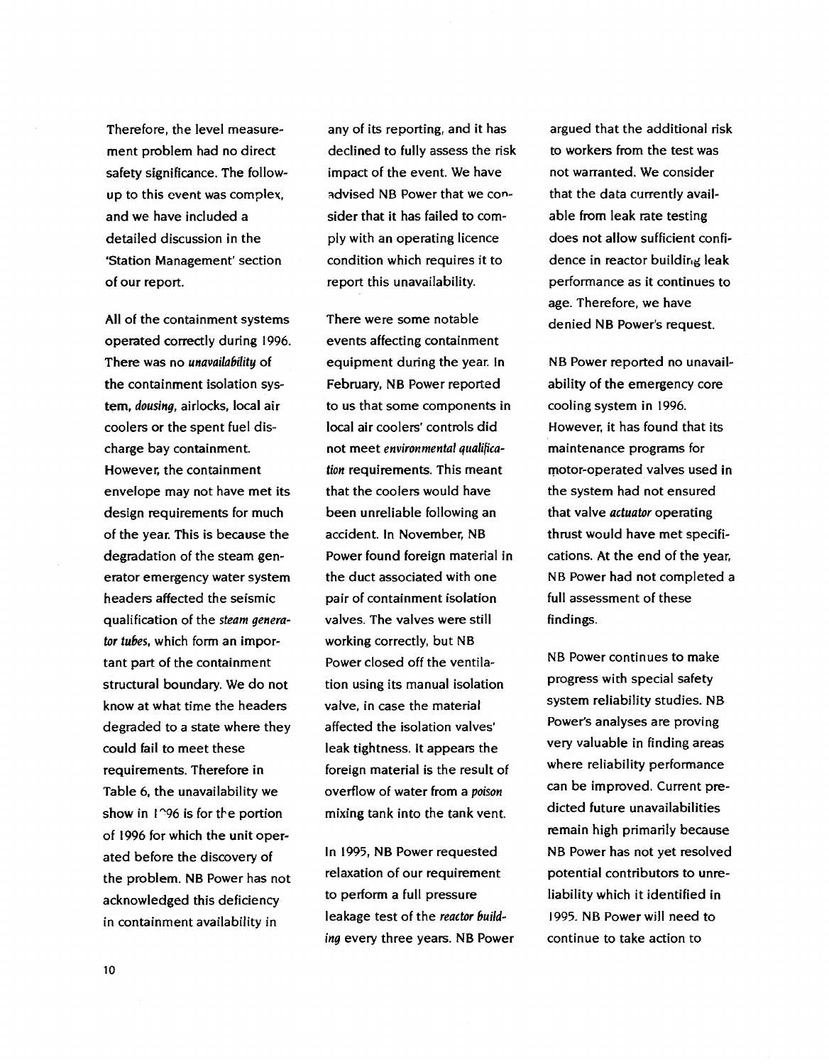Therefore, the level measurement problem had no direct safety significance. The follow-up to this event was complex, and we have included a detailed discussion in the 'Station Management' section of our report.

All of the containment systems operated correctly during 1996. There was no *unavailability* of the containment isolation system, *dousing*, airlocks, local air coolers or the spent fuel discharge bay containment. However, the containment envelope may not have met its design requirements for much of the year. This is because the degradation of the steam generator emergency water system headers affected the seismic qualification of the *steam generator tubes*, which form an important part of the containment structural boundary. We do not know at what time the headers degraded to a state where they could fail to meet these requirements. Therefore in Table 6, the unavailability we show in 1996 is for the portion of 1996 for which the unit operated before the discovery of the problem. NB Power has not acknowledged this deficiency in containment availability in any of its reporting, and it has declined to fully assess the risk impact of the event. We have advised NB Power that we consider that it has failed to comply with an operating licence condition which requires it to report this unavailability.

There were some notable events affecting containment equipment during the year. In February, NB Power reported to us that some components in local air coolers' controls did not meet *environmental qualification* requirements. This meant that the coolers would have been unreliable following an accident. In November, NB Power found foreign material in the duct associated with one pair of containment isolation valves. The valves were still working correctly, but NB Power closed off the ventilation using its manual isolation valve, in case the material affected the isolation valves' leak tightness. It appears the foreign material is the result of overflow of water from a *poison* mixing tank into the tank vent.

In 1995, NB Power requested relaxation of our requirement to perform a full pressure leakage test of the *reactor building* every three years. NB Power argued that the additional risk to workers from the test was not warranted. We consider that the data currently available from leak rate testing does not allow sufficient confidence in reactor building leak performance as it continues to age. Therefore, we have denied NB Power's request.

NB Power reported no unavailability of the emergency core cooling system in 1996. However, it has found that its maintenance programs for motor-operated valves used in the system had not ensured that valve *actuator* operating thrust would have met specifications. At the end of the year, NB Power had not completed a full assessment of these findings.

NB Power continues to make progress with special safety system reliability studies. NB Power's analyses are proving very valuable in finding areas where reliability performance can be improved. Current predicted future unavailabilities remain high primarily because NB Power has not yet resolved potential contributors to unreliability which it identified in 1995. NB Power will need to continue to take action to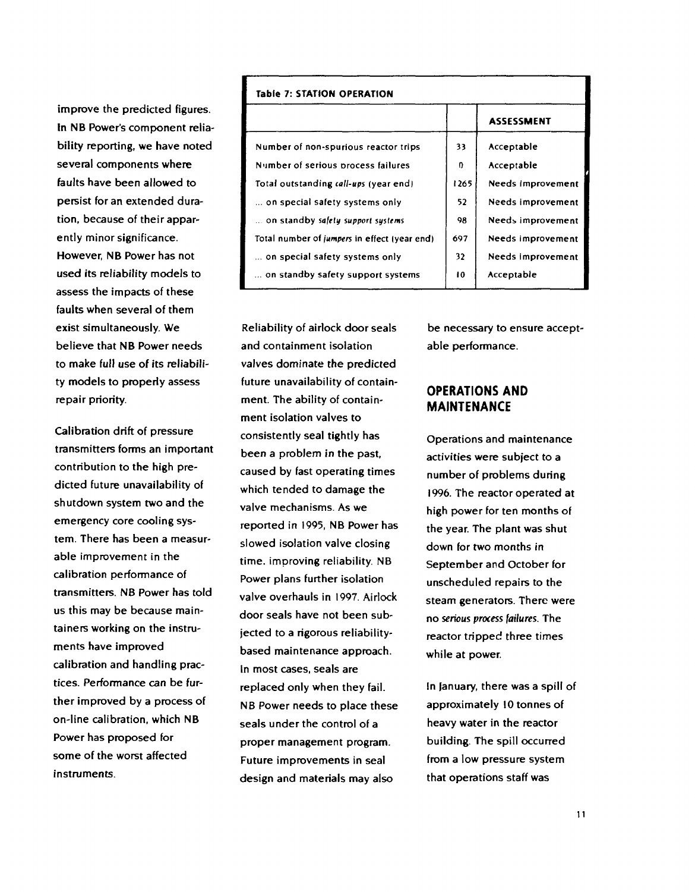improve the predicted figures. In NB Power's component reliability reporting, we have noted several components where faults have been allowed to persist for an extended duration, because of their apparently minor significance. However, NB Power has not used its reliability models to assess the impacts of these faults when several of them exist simultaneously. We believe that NB Power needs to make full use of its reliability models to properly assess repair priority.

Calibration drift of pressure transmitters forms an important contribution to the high predicted future unavailability of shutdown system two and the emergency core cooling system. There has been a measurable improvement in the calibration performance of transmitters. NB Power has told us this may be because maintainers working on the instruments have improved calibration and handling practices. Performance can be further improved by a process of on-line calibration, which NB Power has proposed for some of the worst affected instruments.

**Table 7: STATION OPERATION**

| | | ASSESSMENT |
|---|---|---|
| Number of non-spurious reactor trips | 33 | Acceptable |
| Number of serious process failures | 0 | Acceptable |
| Total outstanding *call-ups* (year end) | 1265 | Needs improvement |
| ... on special safety systems only | 52 | Needs improvement |
| ... on standby *safety support systems* | 98 | Needs improvement |
| Total number of *jumpers* in effect (year end) | 697 | Needs improvement |
| ... on special safety systems only | 32 | Needs improvement |
| ... on standby safety support systems | 10 | Acceptable |

Reliability of airlock door seals and containment isolation valves dominate the predicted future unavailability of containment. The ability of containment isolation valves to consistently seal tightly has been a problem in the past, caused by fast operating times which tended to damage the valve mechanisms. As we reported in 1995, NB Power has slowed isolation valve closing time, improving reliability. NB Power plans further isolation valve overhauls in 1997. Airlock door seals have not been subjected to a rigorous reliability-based maintenance approach. In most cases, seals are replaced only when they fail. NB Power needs to place these seals under the control of a proper management program. Future improvements in seal design and materials may also be necessary to ensure acceptable performance.

## OPERATIONS AND MAINTENANCE

Operations and maintenance activities were subject to a number of problems during 1996. The reactor operated at high power for ten months of the year. The plant was shut down for two months in September and October for unscheduled repairs to the steam generators. There were no *serious process failures*. The reactor tripped three times while at power.

In January, there was a spill of approximately 10 tonnes of heavy water in the reactor building. The spill occurred from a low pressure system that operations staff was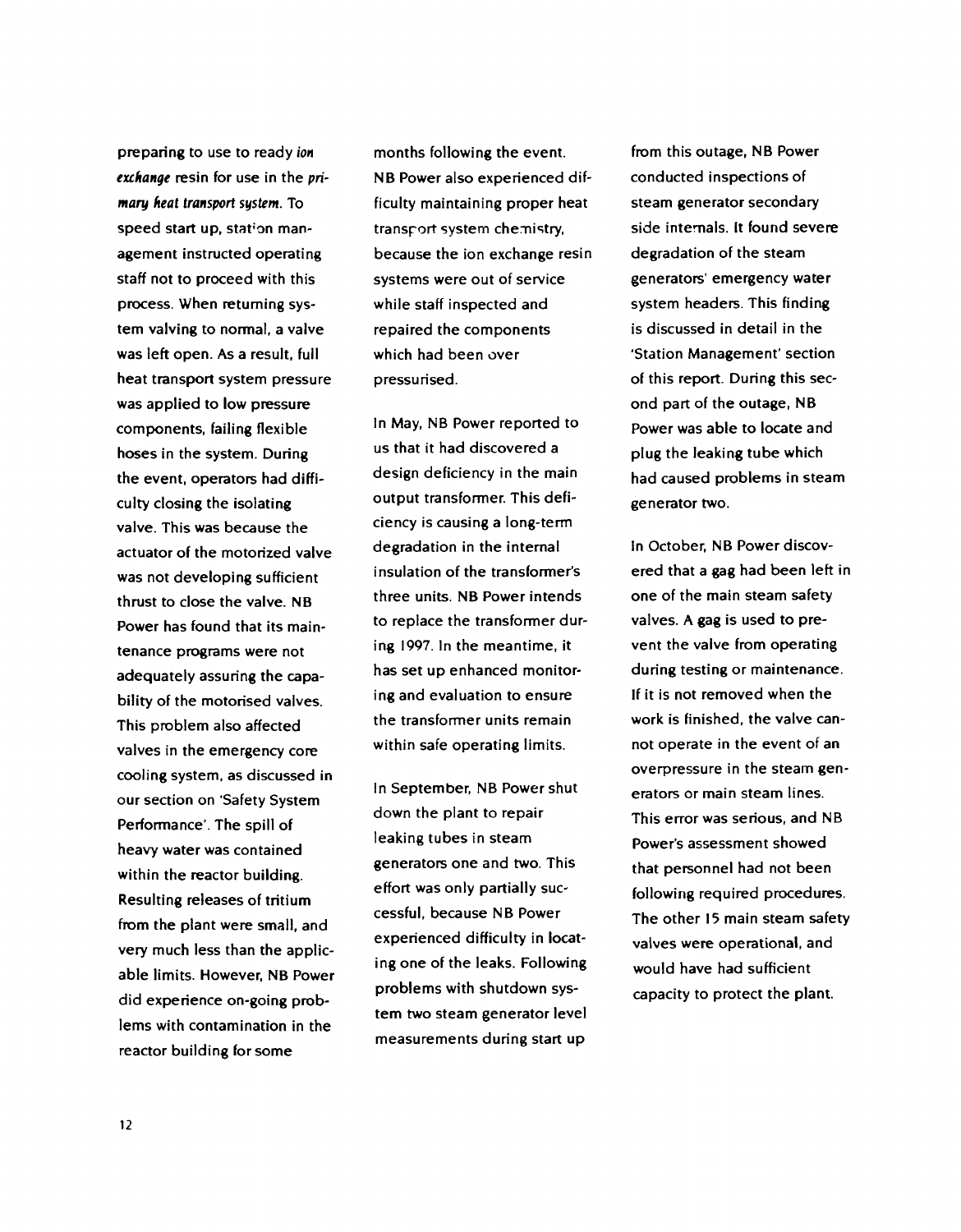preparing to use to ready *ion exchange* resin for use in the *primary heat transport system*. To speed start up, station management instructed operating staff not to proceed with this process. When returning system valving to normal, a valve was left open. As a result, full heat transport system pressure was applied to low pressure components, failing flexible hoses in the system. During the event, operators had difficulty closing the isolating valve. This was because the actuator of the motorized valve was not developing sufficient thrust to close the valve. NB Power has found that its maintenance programs were not adequately assuring the capability of the motorised valves. This problem also affected valves in the emergency core cooling system, as discussed in our section on 'Safety System Performance'. The spill of heavy water was contained within the reactor building. Resulting releases of tritium from the plant were small, and very much less than the applicable limits. However, NB Power did experience on-going problems with contamination in the reactor building for some months following the event. NB Power also experienced difficulty maintaining proper heat transport system chemistry, because the ion exchange resin systems were out of service while staff inspected and repaired the components which had been over pressurised.

In May, NB Power reported to us that it had discovered a design deficiency in the main output transformer. This deficiency is causing a long-term degradation in the internal insulation of the transformer's three units. NB Power intends to replace the transformer during 1997. In the meantime, it has set up enhanced monitoring and evaluation to ensure the transformer units remain within safe operating limits.

In September, NB Power shut down the plant to repair leaking tubes in steam generators one and two. This effort was only partially successful, because NB Power experienced difficulty in locating one of the leaks. Following problems with shutdown system two steam generator level measurements during start up from this outage, NB Power conducted inspections of steam generator secondary side internals. It found severe degradation of the steam generators' emergency water system headers. This finding is discussed in detail in the 'Station Management' section of this report. During this second part of the outage, NB Power was able to locate and plug the leaking tube which had caused problems in steam generator two.

In October, NB Power discovered that a gag had been left in one of the main steam safety valves. A gag is used to prevent the valve from operating during testing or maintenance. If it is not removed when the work is finished, the valve cannot operate in the event of an overpressure in the steam generators or main steam lines. This error was serious, and NB Power's assessment showed that personnel had not been following required procedures. The other 15 main steam safety valves were operational, and would have had sufficient capacity to protect the plant.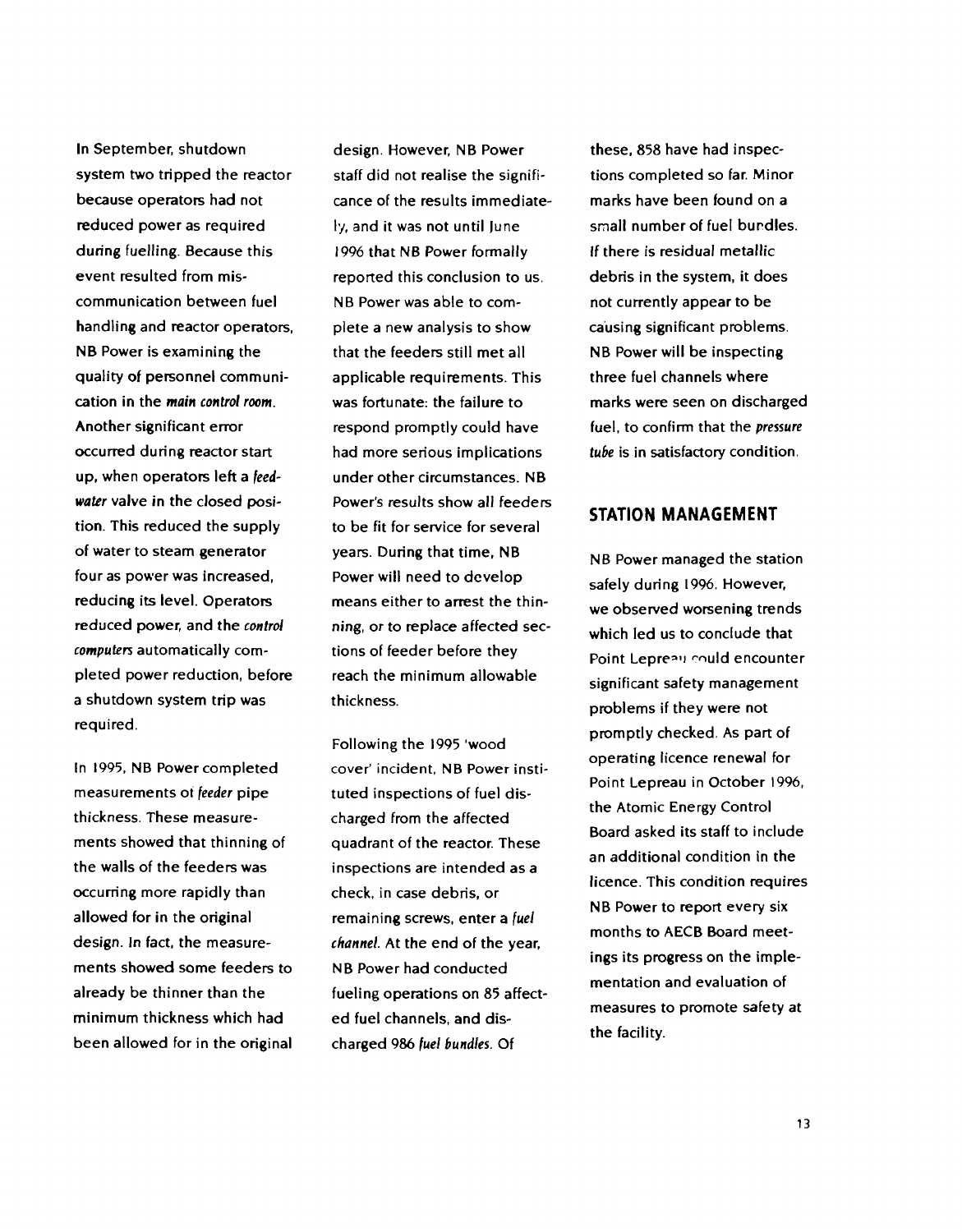In September, shutdown system two tripped the reactor because operators had not reduced power as required during fuelling. Because this event resulted from miscommunication between fuel handling and reactor operators, NB Power is examining the quality of personnel communication in the *main control room*. Another significant error occurred during reactor start up, when operators left a *feedwater* valve in the closed position. This reduced the supply of water to steam generator four as power was increased, reducing its level. Operators reduced power, and the *control computers* automatically completed power reduction, before a shutdown system trip was required.

In 1995, NB Power completed measurements of *feeder* pipe thickness. These measurements showed that thinning of the walls of the feeders was occurring more rapidly than allowed for in the original design. In fact, the measurements showed some feeders to already be thinner than the minimum thickness which had been allowed for in the original design. However, NB Power staff did not realise the significance of the results immediately, and it was not until June 1996 that NB Power formally reported this conclusion to us. NB Power was able to complete a new analysis to show that the feeders still met all applicable requirements. This was fortunate: the failure to respond promptly could have had more serious implications under other circumstances. NB Power's results show all feeders to be fit for service for several years. During that time, NB Power will need to develop means either to arrest the thinning, or to replace affected sections of feeder before they reach the minimum allowable thickness.

Following the 1995 'wood cover' incident, NB Power instituted inspections of fuel discharged from the affected quadrant of the reactor. These inspections are intended as a check, in case debris, or remaining screws, enter a *fuel channel*. At the end of the year, NB Power had conducted fueling operations on 85 affected fuel channels, and discharged 986 *fuel bundles*. Of these, 858 have had inspections completed so far. Minor marks have been found on a small number of fuel bundles. If there is residual metallic debris in the system, it does not currently appear to be causing significant problems. NB Power will be inspecting three fuel channels where marks were seen on discharged fuel, to confirm that the *pressure tube* is in satisfactory condition.

## STATION MANAGEMENT

NB Power managed the station safely during 1996. However, we observed worsening trends which led us to conclude that Point Lepreau could encounter significant safety management problems if they were not promptly checked. As part of operating licence renewal for Point Lepreau in October 1996, the Atomic Energy Control Board asked its staff to include an additional condition in the licence. This condition requires NB Power to report every six months to AECB Board meetings its progress on the implementation and evaluation of measures to promote safety at the facility.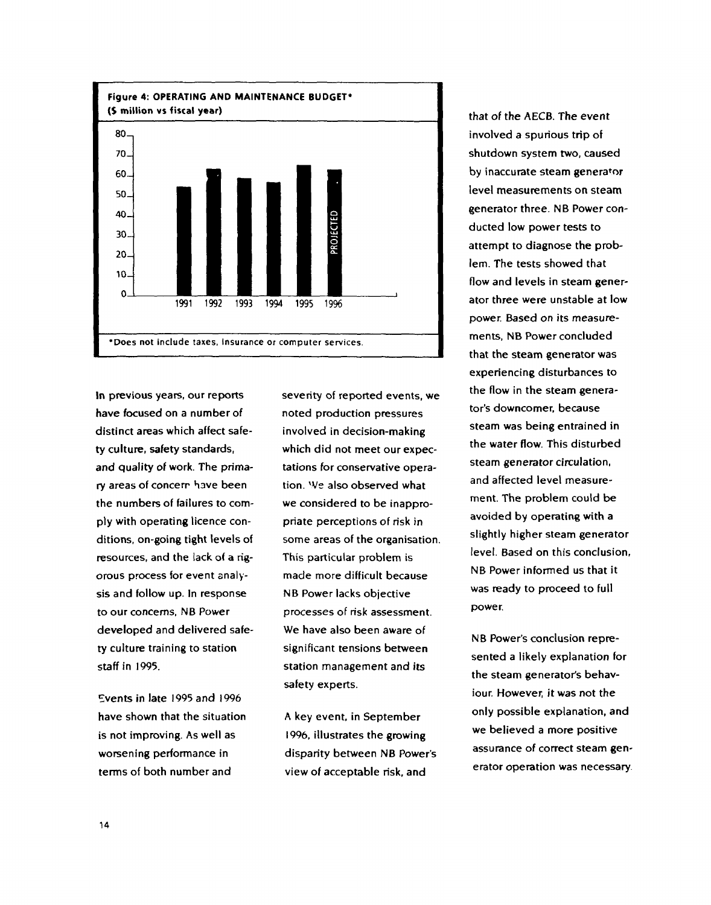**Figure 4: OPERATING AND MAINTENANCE BUDGET***
**($ million vs fiscal year)**

80
70
60
50
40
30
20
10
0

1991 1992 1993 1994 1995 1996

PROJECTED

*Does not include taxes, insurance or computer services.

In previous years, our reports have focused on a number of distinct areas which affect safety culture, safety standards, and quality of work. The primary areas of concern have been the numbers of failures to comply with operating licence conditions, on-going tight levels of resources, and the lack of a rigorous process for event analysis and follow up. In response to our concerns, NB Power developed and delivered safety culture training to station staff in 1995.

Events in late 1995 and 1996 have shown that the situation is not improving. As well as worsening performance in terms of both number and severity of reported events, we noted production pressures involved in decision-making which did not meet our expectations for conservative operation. We also observed what we considered to be inappropriate perceptions of risk in some areas of the organisation. This particular problem is made more difficult because NB Power lacks objective processes of risk assessment. We have also been aware of significant tensions between station management and its safety experts.

A key event, in September 1996, illustrates the growing disparity between NB Power's view of acceptable risk, and that of the AECB. The event involved a spurious trip of shutdown system two, caused by inaccurate steam generator level measurements on steam generator three. NB Power conducted low power tests to attempt to diagnose the problem. The tests showed that flow and levels in steam generator three were unstable at low power. Based on its measurements, NB Power concluded that the steam generator was experiencing disturbances to the flow in the steam generator's downcomer, because steam was being entrained in the water flow. This disturbed steam generator circulation, and affected level measurement. The problem could be avoided by operating with a slightly higher steam generator level. Based on this conclusion, NB Power informed us that it was ready to proceed to full power.

NB Power's conclusion represented a likely explanation for the steam generator's behaviour. However, it was not the only possible explanation, and we believed a more positive assurance of correct steam generator operation was necessary.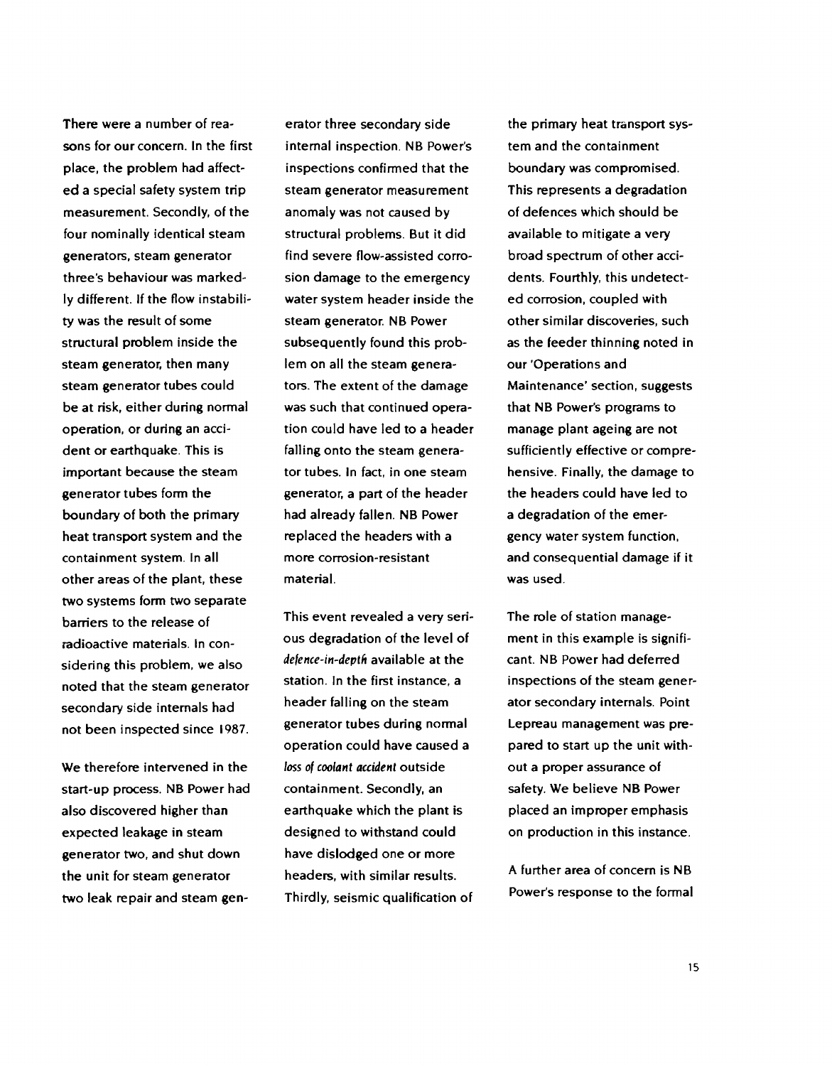There were a number of reasons for our concern. In the first place, the problem had affected a special safety system trip measurement. Secondly, of the four nominally identical steam generators, steam generator three's behaviour was markedly different. If the flow instability was the result of some structural problem inside the steam generator, then many steam generator tubes could be at risk, either during normal operation, or during an accident or earthquake. This is important because the steam generator tubes form the boundary of both the primary heat transport system and the containment system. In all other areas of the plant, these two systems form two separate barriers to the release of radioactive materials. In considering this problem, we also noted that the steam generator secondary side internals had not been inspected since 1987.

We therefore intervened in the start-up process. NB Power had also discovered higher than expected leakage in steam generator two, and shut down the unit for steam generator two leak repair and steam generator three secondary side internal inspection. NB Power's inspections confirmed that the steam generator measurement anomaly was not caused by structural problems. But it did find severe flow-assisted corrosion damage to the emergency water system header inside the steam generator. NB Power subsequently found this problem on all the steam generators. The extent of the damage was such that continued operation could have led to a header falling onto the steam generator tubes. In fact, in one steam generator, a part of the header had already fallen. NB Power replaced the headers with a more corrosion-resistant material.

This event revealed a very serious degradation of the level of *defence-in-depth* available at the station. In the first instance, a header falling on the steam generator tubes during normal operation could have caused a *loss of coolant accident* outside containment. Secondly, an earthquake which the plant is designed to withstand could have dislodged one or more headers, with similar results. Thirdly, seismic qualification of the primary heat transport system and the containment boundary was compromised. This represents a degradation of defences which should be available to mitigate a very broad spectrum of other accidents. Fourthly, this undetected corrosion, coupled with other similar discoveries, such as the feeder thinning noted in our 'Operations and Maintenance' section, suggests that NB Power's programs to manage plant ageing are not sufficiently effective or comprehensive. Finally, the damage to the headers could have led to a degradation of the emergency water system function, and consequential damage if it was used.

The role of station management in this example is significant. NB Power had deferred inspections of the steam generator secondary internals. Point Lepreau management was prepared to start up the unit without a proper assurance of safety. We believe NB Power placed an improper emphasis on production in this instance.

A further area of concern is NB Power's response to the formal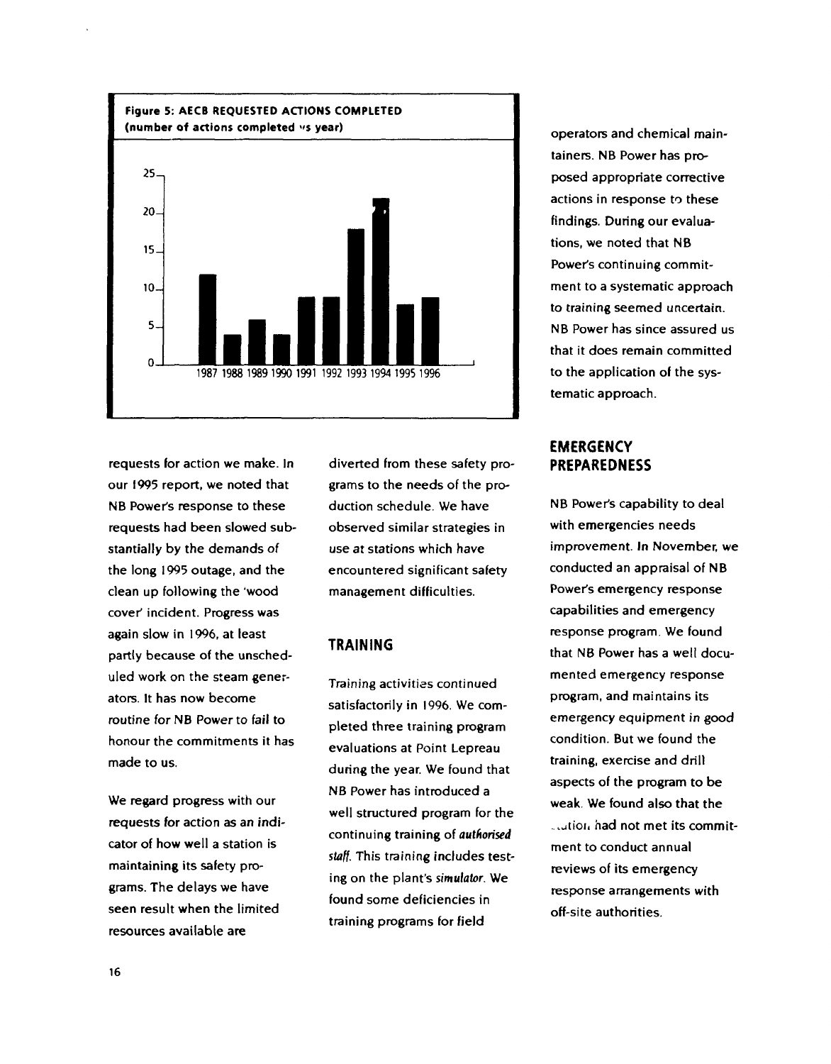**Figure 5: AECB REQUESTED ACTIONS COMPLETED (number of actions completed vs year)**

25
20
15
10
5
0
1987 1988 1989 1990 1991 1992 1993 1994 1995 1996

requests for action we make. In our 1995 report, we noted that NB Power's response to these requests had been slowed substantially by the demands of the long 1995 outage, and the clean up following the 'wood cover' incident. Progress was again slow in 1996, at least partly because of the unscheduled work on the steam generators. It has now become routine for NB Power to fail to honour the commitments it has made to us.

We regard progress with our requests for action as an indicator of how well a station is maintaining its safety programs. The delays we have seen result when the limited resources available are diverted from these safety programs to the needs of the production schedule. We have observed similar strategies in use at stations which have encountered significant safety management difficulties.

## TRAINING

Training activities continued satisfactorily in 1996. We completed three training program evaluations at Point Lepreau during the year. We found that NB Power has introduced a well structured program for the continuing training of *authorised staff*. This training includes testing on the plant's *simulator*. We found some deficiencies in training programs for field operators and chemical maintainers. NB Power has proposed appropriate corrective actions in response to these findings. During our evaluations, we noted that NB Power's continuing commitment to a systematic approach to training seemed uncertain. NB Power has since assured us that it does remain committed to the application of the systematic approach.

## EMERGENCY PREPAREDNESS

NB Power's capability to deal with emergencies needs improvement. In November, we conducted an appraisal of NB Power's emergency response capabilities and emergency response program. We found that NB Power has a well documented emergency response program, and maintains its emergency equipment in good condition. But we found the training, exercise and drill aspects of the program to be weak. We found also that the station had not met its commitment to conduct annual reviews of its emergency response arrangements with off-site authorities.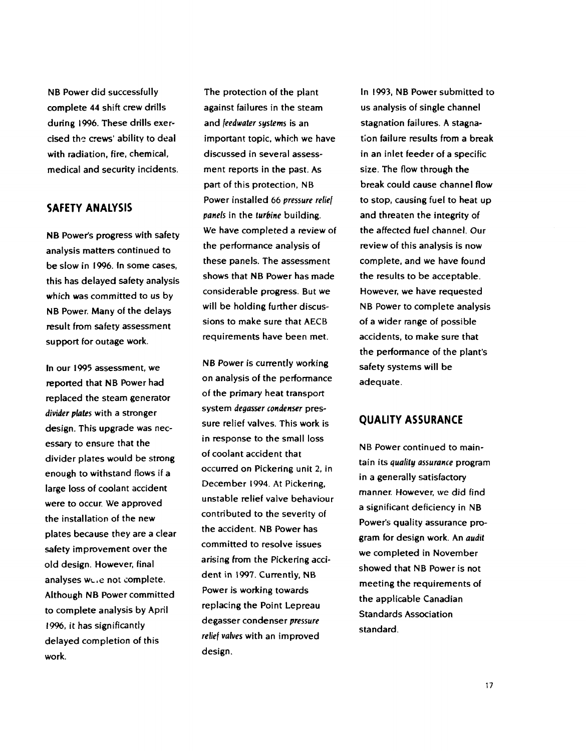NB Power did successfully complete 44 shift crew drills during 1996. These drills exercised the crews' ability to deal with radiation, fire, chemical, medical and security incidents.

## SAFETY ANALYSIS

NB Power's progress with safety analysis matters continued to be slow in 1996. In some cases, this has delayed safety analysis which was committed to us by NB Power. Many of the delays result from safety assessment support for outage work.

In our 1995 assessment, we reported that NB Power had replaced the steam generator *divider plates* with a stronger design. This upgrade was necessary to ensure that the divider plates would be strong enough to withstand flows if a large loss of coolant accident were to occur. We approved the installation of the new plates because they are a clear safety improvement over the old design. However, final analyses were not complete. Although NB Power committed to complete analysis by April 1996, it has significantly delayed completion of this work.

The protection of the plant against failures in the steam and *feedwater systems* is an important topic, which we have discussed in several assessment reports in the past. As part of this protection, NB Power installed 66 *pressure relief panels* in the *turbine* building. We have completed a review of the performance analysis of these panels. The assessment shows that NB Power has made considerable progress. But we will be holding further discussions to make sure that AECB requirements have been met.

NB Power is currently working on analysis of the performance of the primary heat transport system *degasser condenser* pressure relief valves. This work is in response to the small loss of coolant accident that occurred on Pickering unit 2, in December 1994. At Pickering, unstable relief valve behaviour contributed to the severity of the accident. NB Power has committed to resolve issues arising from the Pickering accident in 1997. Currently, NB Power is working towards replacing the Point Lepreau degasser condenser *pressure relief valves* with an improved design.

In 1993, NB Power submitted to us analysis of single channel stagnation failures. A stagnation failure results from a break in an inlet feeder of a specific size. The flow through the break could cause channel flow to stop, causing fuel to heat up and threaten the integrity of the affected fuel channel. Our review of this analysis is now complete, and we have found the results to be acceptable. However, we have requested NB Power to complete analysis of a wider range of possible accidents, to make sure that the performance of the plant's safety systems will be adequate.

## QUALITY ASSURANCE

NB Power continued to maintain its *quality assurance* program in a generally satisfactory manner. However, we did find a significant deficiency in NB Power's quality assurance program for design work. An *audit* we completed in November showed that NB Power is not meeting the requirements of the applicable Canadian Standards Association standard.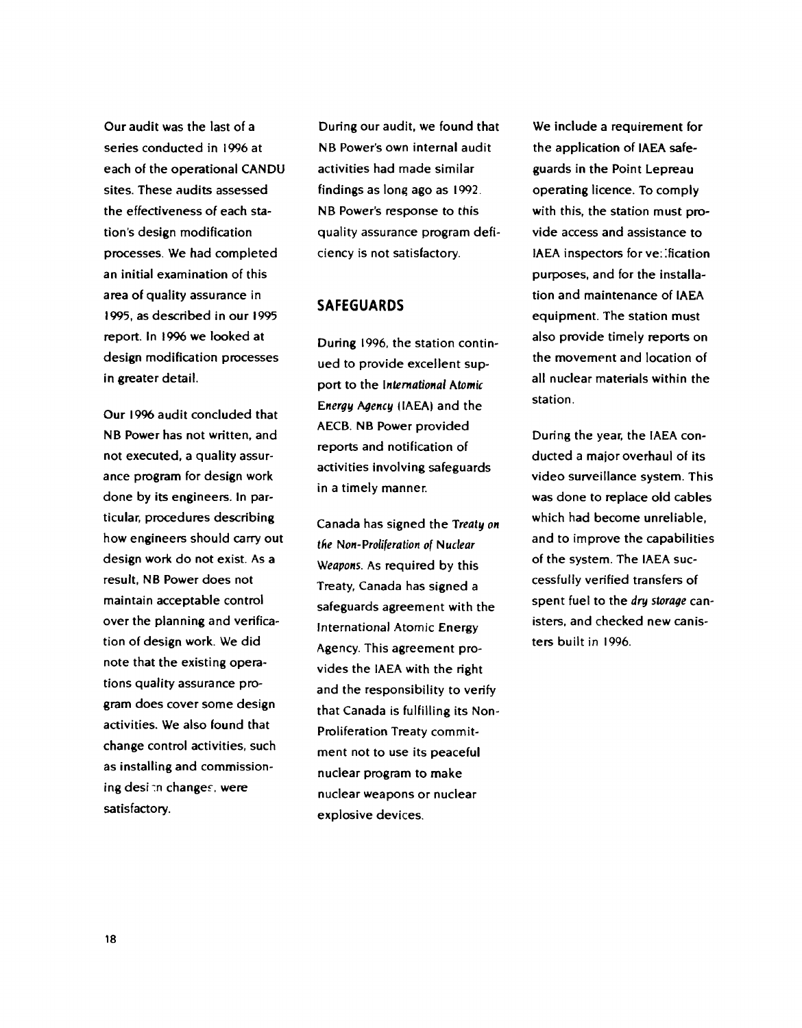Our audit was the last of a series conducted in 1996 at each of the operational CANDU sites. These audits assessed the effectiveness of each station's design modification processes. We had completed an initial examination of this area of quality assurance in 1995, as described in our 1995 report. In 1996 we looked at design modification processes in greater detail.

Our 1996 audit concluded that NB Power has not written, and not executed, a quality assurance program for design work done by its engineers. In particular, procedures describing how engineers should carry out design work do not exist. As a result, NB Power does not maintain acceptable control over the planning and verification of design work. We did note that the existing operations quality assurance program does cover some design activities. We also found that change control activities, such as installing and commissioning design changes, were satisfactory.

During our audit, we found that NB Power's own internal audit activities had made similar findings as long ago as 1992. NB Power's response to this quality assurance program deficiency is not satisfactory.

## SAFEGUARDS

During 1996, the station continued to provide excellent support to the *International Atomic Energy Agency* (IAEA) and the AECB. NB Power provided reports and notification of activities involving safeguards in a timely manner.

Canada has signed the *Treaty on the Non-Proliferation of Nuclear Weapons*. As required by this Treaty, Canada has signed a safeguards agreement with the International Atomic Energy Agency. This agreement provides the IAEA with the right and the responsibility to verify that Canada is fulfilling its Non-Proliferation Treaty commitment not to use its peaceful nuclear program to make nuclear weapons or nuclear explosive devices.

We include a requirement for the application of IAEA safeguards in the Point Lepreau operating licence. To comply with this, the station must provide access and assistance to IAEA inspectors for verification purposes, and for the installation and maintenance of IAEA equipment. The station must also provide timely reports on the movement and location of all nuclear materials within the station.

During the year, the IAEA conducted a major overhaul of its video surveillance system. This was done to replace old cables which had become unreliable, and to improve the capabilities of the system. The IAEA successfully verified transfers of spent fuel to the *dry storage* canisters, and checked new canisters built in 1996.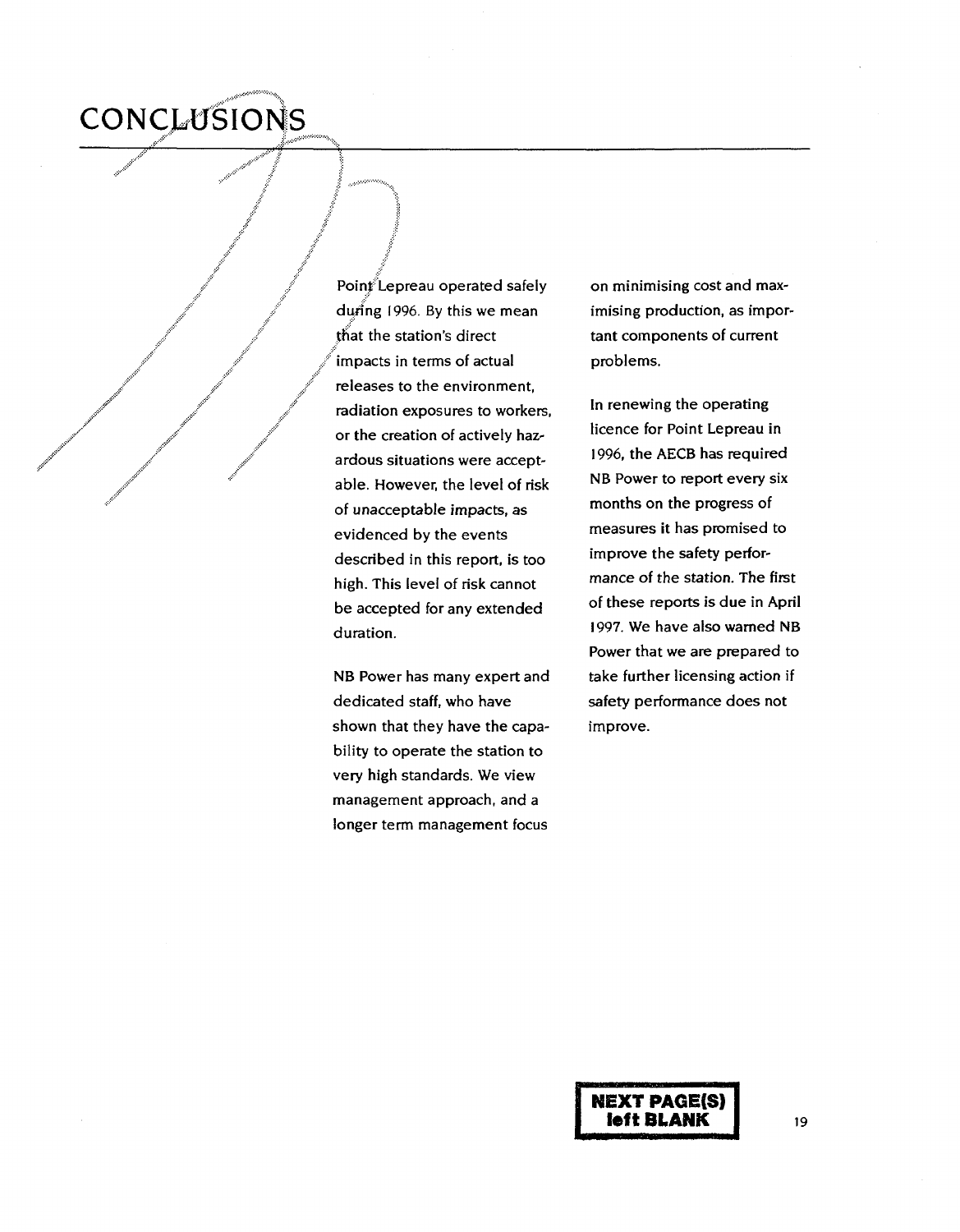# CONCLUSIONS

Point Lepreau operated safely during 1996. By this we mean that the station's direct impacts in terms of actual releases to the environment, radiation exposures to workers, or the creation of actively hazardous situations were acceptable. However, the level of risk of unacceptable impacts, as evidenced by the events described in this report, is too high. This level of risk cannot be accepted for any extended duration.

NB Power has many expert and dedicated staff, who have shown that they have the capability to operate the station to very high standards. We view management approach, and a longer term management focus on minimising cost and maximising production, as important components of current problems.

In renewing the operating licence for Point Lepreau in 1996, the AECB has required NB Power to report every six months on the progress of measures it has promised to improve the safety performance of the station. The first of these reports is due in April 1997. We have also warned NB Power that we are prepared to take further licensing action if safety performance does not improve.

**NEXT PAGE(S) left BLANK**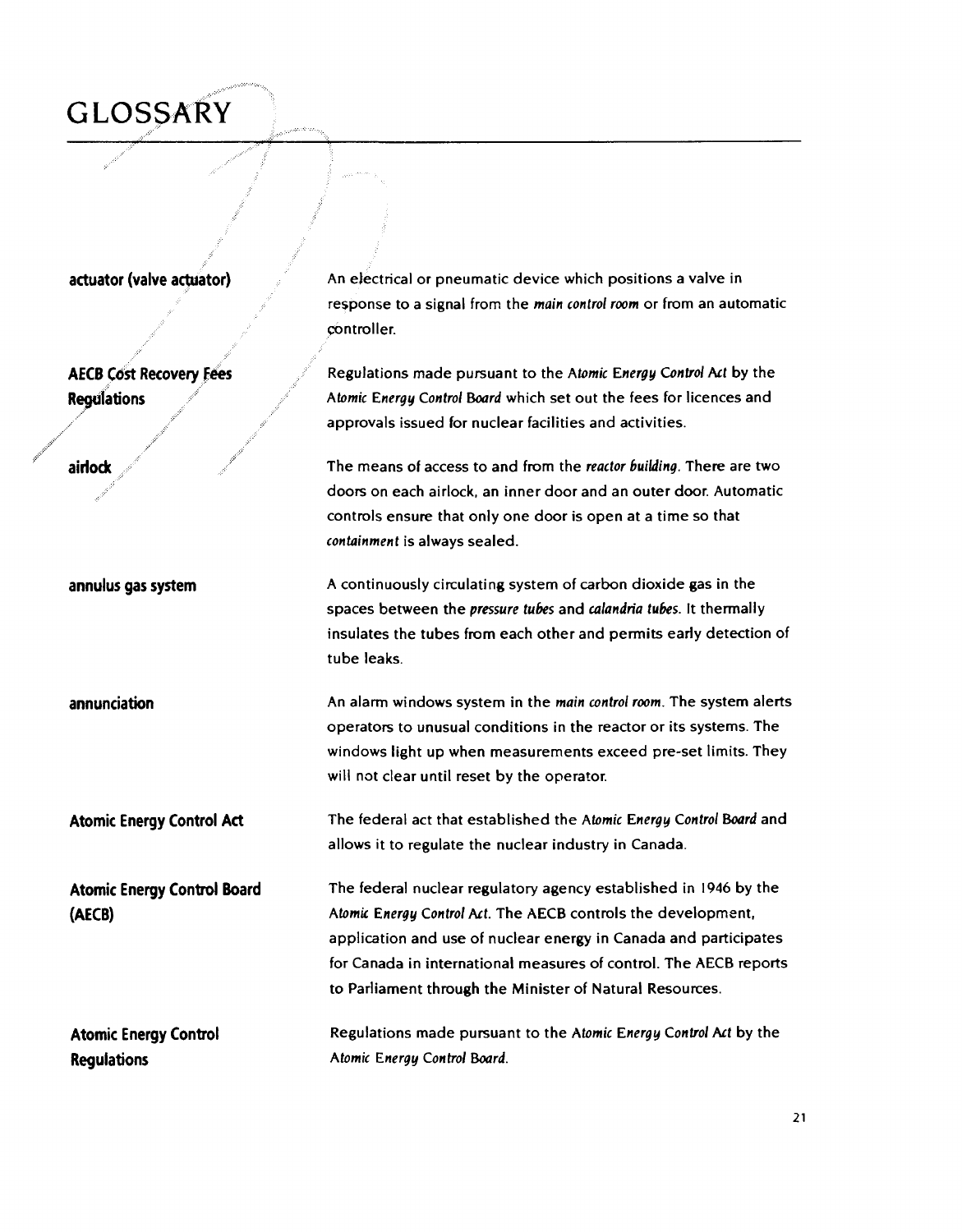# GLOSSARY

**actuator (valve actuator)**
An electrical or pneumatic device which positions a valve in response to a signal from the *main control room* or from an automatic controller.

**AECB Cost Recovery Fees Regulations**
Regulations made pursuant to the *Atomic Energy Control Act* by the *Atomic Energy Control Board* which set out the fees for licences and approvals issued for nuclear facilities and activities.

**airlock**
The means of access to and from the *reactor building*. There are two doors on each airlock, an inner door and an outer door. Automatic controls ensure that only one door is open at a time so that *containment* is always sealed.

**annulus gas system**
A continuously circulating system of carbon dioxide gas in the spaces between the *pressure tubes* and *calandria tubes*. It thermally insulates the tubes from each other and permits early detection of tube leaks.

**annunciation**
An alarm windows system in the *main control room*. The system alerts operators to unusual conditions in the reactor or its systems. The windows light up when measurements exceed pre-set limits. They will not clear until reset by the operator.

**Atomic Energy Control Act**
The federal act that established the *Atomic Energy Control Board* and allows it to regulate the nuclear industry in Canada.

**Atomic Energy Control Board (AECB)**
The federal nuclear regulatory agency established in 1946 by the *Atomic Energy Control Act*. The AECB controls the development, application and use of nuclear energy in Canada and participates for Canada in international measures of control. The AECB reports to Parliament through the Minister of Natural Resources.

**Atomic Energy Control Regulations**
Regulations made pursuant to the *Atomic Energy Control Act* by the *Atomic Energy Control Board*.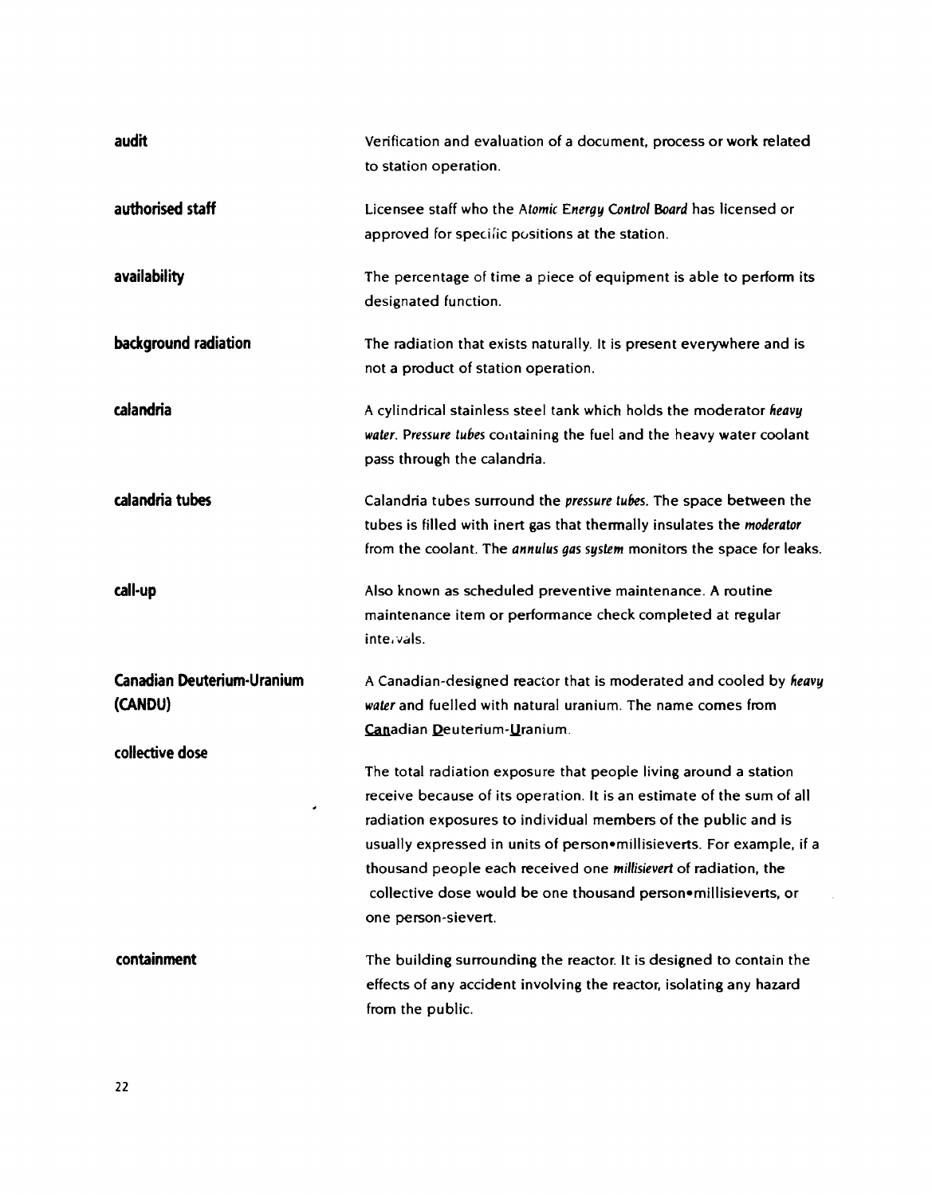**audit**
Verification and evaluation of a document, process or work related to station operation.

**authorised staff**
Licensee staff who the *Atomic Energy Control Board* has licensed or approved for specific positions at the station.

**availability**
The percentage of time a piece of equipment is able to perform its designated function.

**background radiation**
The radiation that exists naturally. It is present everywhere and is not a product of station operation.

**calandria**
A cylindrical stainless steel tank which holds the moderator *heavy water*. *Pressure tubes* containing the fuel and the heavy water coolant pass through the calandria.

**calandria tubes**
Calandria tubes surround the *pressure tubes*. The space between the tubes is filled with inert gas that thermally insulates the *moderator* from the coolant. The *annulus gas system* monitors the space for leaks.

**call-up**
Also known as scheduled preventive maintenance. A routine maintenance item or performance check completed at regular intervals.

**Canadian Deuterium-Uranium (CANDU)**
A Canadian-designed reactor that is moderated and cooled by *heavy water* and fuelled with natural uranium. The name comes from Canadian Deuterium-Uranium.

**collective dose**
The total radiation exposure that people living around a station receive because of its operation. It is an estimate of the sum of all radiation exposures to individual members of the public and is usually expressed in units of person•millisieverts. For example, if a thousand people each received one *millisievert* of radiation, the collective dose would be one thousand person•millisieverts, or one person-sievert.

**containment**
The building surrounding the reactor. It is designed to contain the effects of any accident involving the reactor, isolating any hazard from the public.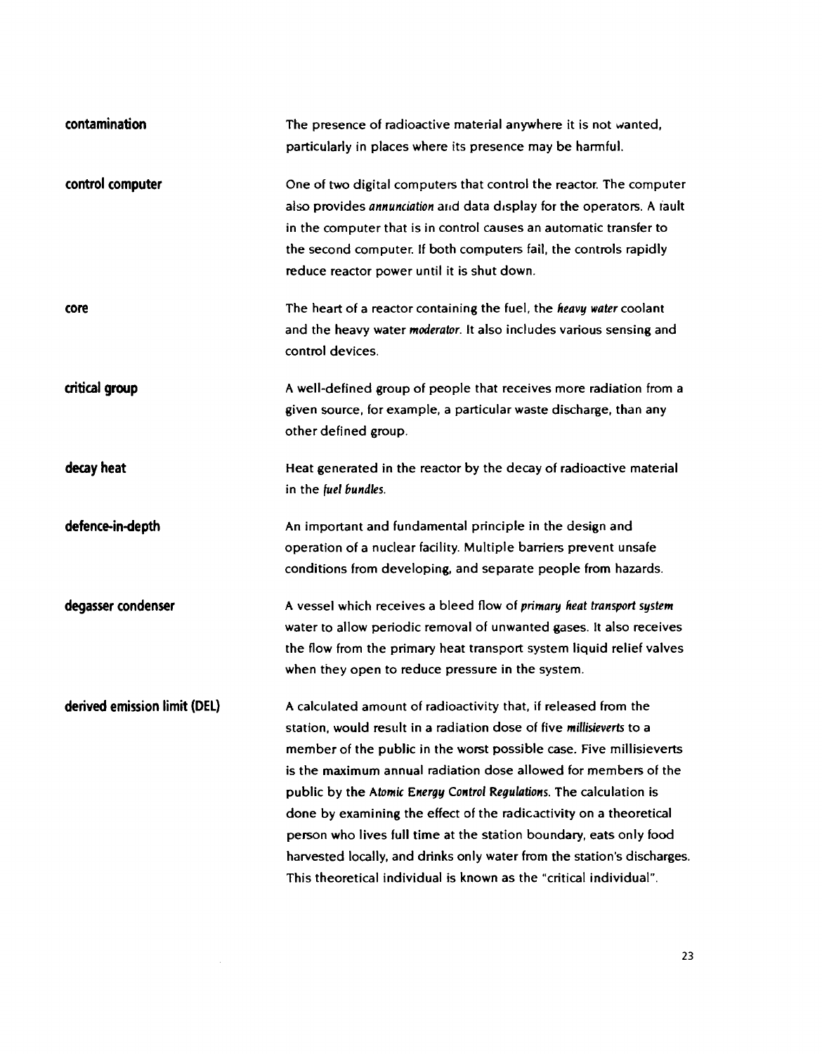**contamination**

The presence of radioactive material anywhere it is not wanted, particularly in places where its presence may be harmful.

**control computer**

One of two digital computers that control the reactor. The computer also provides *annunciation* and data display for the operators. A fault in the computer that is in control causes an automatic transfer to the second computer. If both computers fail, the controls rapidly reduce reactor power until it is shut down.

**core**

The heart of a reactor containing the fuel, the *heavy water* coolant and the heavy water *moderator*. It also includes various sensing and control devices.

**critical group**

A well-defined group of people that receives more radiation from a given source, for example, a particular waste discharge, than any other defined group.

**decay heat**

Heat generated in the reactor by the decay of radioactive material in the *fuel bundles*.

**defence-in-depth**

An important and fundamental principle in the design and operation of a nuclear facility. Multiple barriers prevent unsafe conditions from developing, and separate people from hazards.

**degasser condenser**

A vessel which receives a bleed flow of *primary heat transport system* water to allow periodic removal of unwanted gases. It also receives the flow from the primary heat transport system liquid relief valves when they open to reduce pressure in the system.

**derived emission limit (DEL)**

A calculated amount of radioactivity that, if released from the station, would result in a radiation dose of five *millisieverts* to a member of the public in the worst possible case. Five millisieverts is the maximum annual radiation dose allowed for members of the public by the *Atomic Energy Control Regulations*. The calculation is done by examining the effect of the radioactivity on a theoretical person who lives full time at the station boundary, eats only food harvested locally, and drinks only water from the station's discharges. This theoretical individual is known as the "critical individual".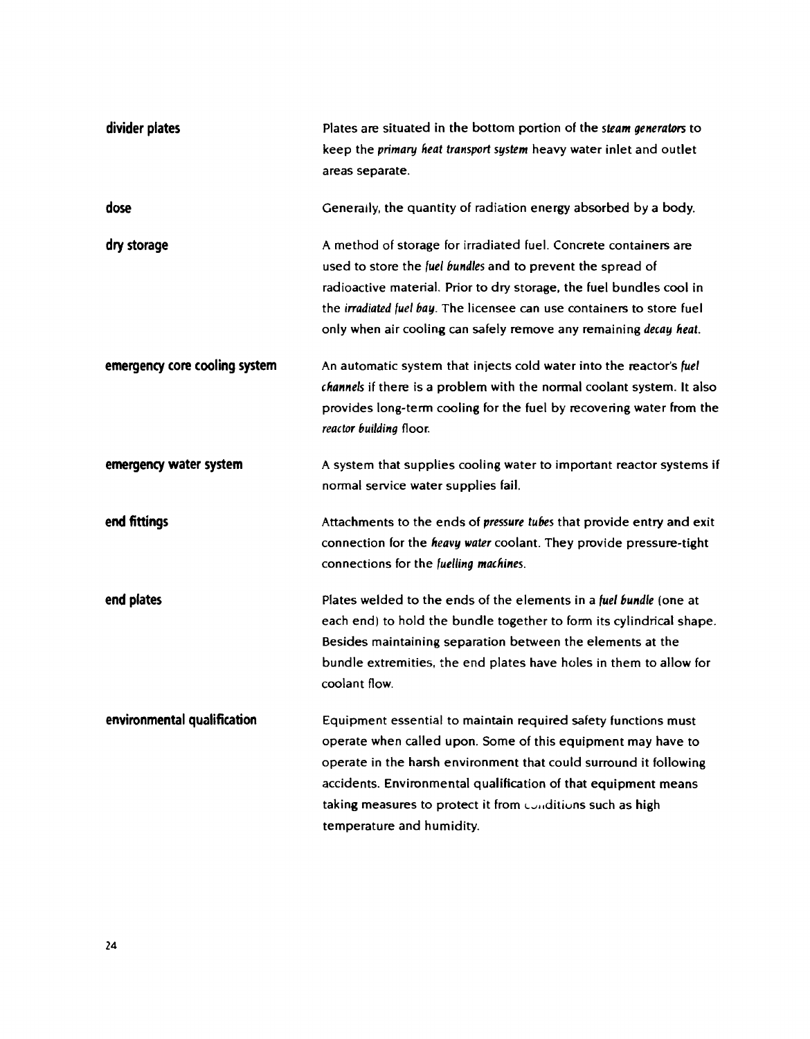**divider plates**

Plates are situated in the bottom portion of the *steam generators* to keep the *primary heat transport system* heavy water inlet and outlet areas separate.

**dose**

Generally, the quantity of radiation energy absorbed by a body.

**dry storage**

A method of storage for irradiated fuel. Concrete containers are used to store the *fuel bundles* and to prevent the spread of radioactive material. Prior to dry storage, the fuel bundles cool in the *irradiated fuel bay*. The licensee can use containers to store fuel only when air cooling can safely remove any remaining *decay heat*.

**emergency core cooling system**

An automatic system that injects cold water into the reactor's *fuel channels* if there is a problem with the normal coolant system. It also provides long-term cooling for the fuel by recovering water from the *reactor building* floor.

**emergency water system**

A system that supplies cooling water to important reactor systems if normal service water supplies fail.

**end fittings**

Attachments to the ends of *pressure tubes* that provide entry and exit connection for the *heavy water* coolant. They provide pressure-tight connections for the *fuelling machines*.

**end plates**

Plates welded to the ends of the elements in a *fuel bundle* (one at each end) to hold the bundle together to form its cylindrical shape. Besides maintaining separation between the elements at the bundle extremities, the end plates have holes in them to allow for coolant flow.

**environmental qualification**

Equipment essential to maintain required safety functions must operate when called upon. Some of this equipment may have to operate in the harsh environment that could surround it following accidents. Environmental qualification of that equipment means taking measures to protect it from conditions such as high temperature and humidity.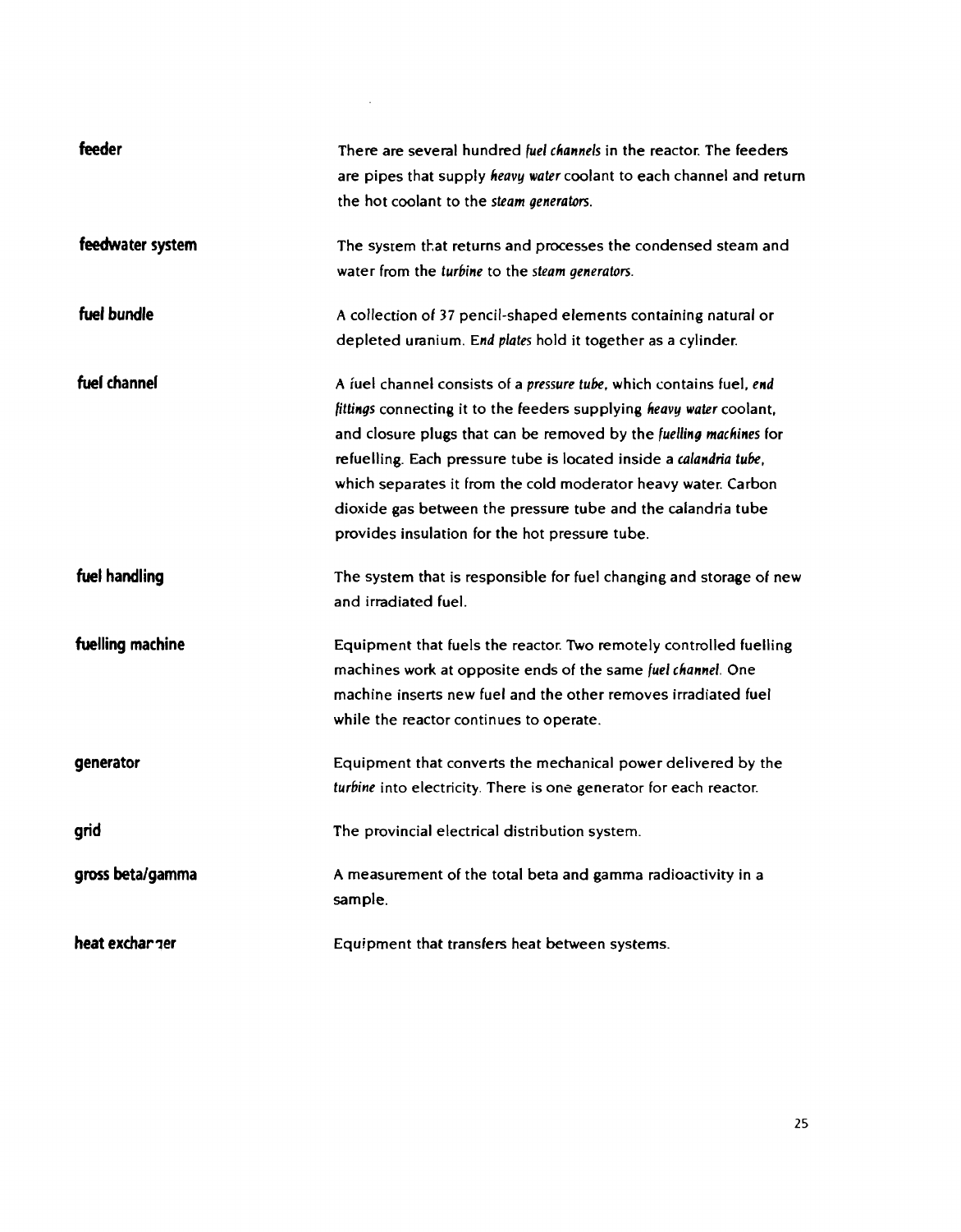**feeder**

There are several hundred *fuel channels* in the reactor. The feeders are pipes that supply *heavy water* coolant to each channel and return the hot coolant to the *steam generators*.

**feedwater system**

The system that returns and processes the condensed steam and water from the *turbine* to the *steam generators*.

**fuel bundle**

A collection of 37 pencil-shaped elements containing natural or depleted uranium. *End plates* hold it together as a cylinder.

**fuel channel**

A fuel channel consists of a *pressure tube*, which contains fuel, *end fittings* connecting it to the feeders supplying *heavy water* coolant, and closure plugs that can be removed by the *fuelling machines* for refuelling. Each pressure tube is located inside a *calandria tube*, which separates it from the cold moderator heavy water. Carbon dioxide gas between the pressure tube and the calandria tube provides insulation for the hot pressure tube.

**fuel handling**

The system that is responsible for fuel changing and storage of new and irradiated fuel.

**fuelling machine**

Equipment that fuels the reactor. Two remotely controlled fuelling machines work at opposite ends of the same *fuel channel*. One machine inserts new fuel and the other removes irradiated fuel while the reactor continues to operate.

**generator**

Equipment that converts the mechanical power delivered by the *turbine* into electricity. There is one generator for each reactor.

**grid**

The provincial electrical distribution system.

**gross beta/gamma**

A measurement of the total beta and gamma radioactivity in a sample.

**heat exchanger**

Equipment that transfers heat between systems.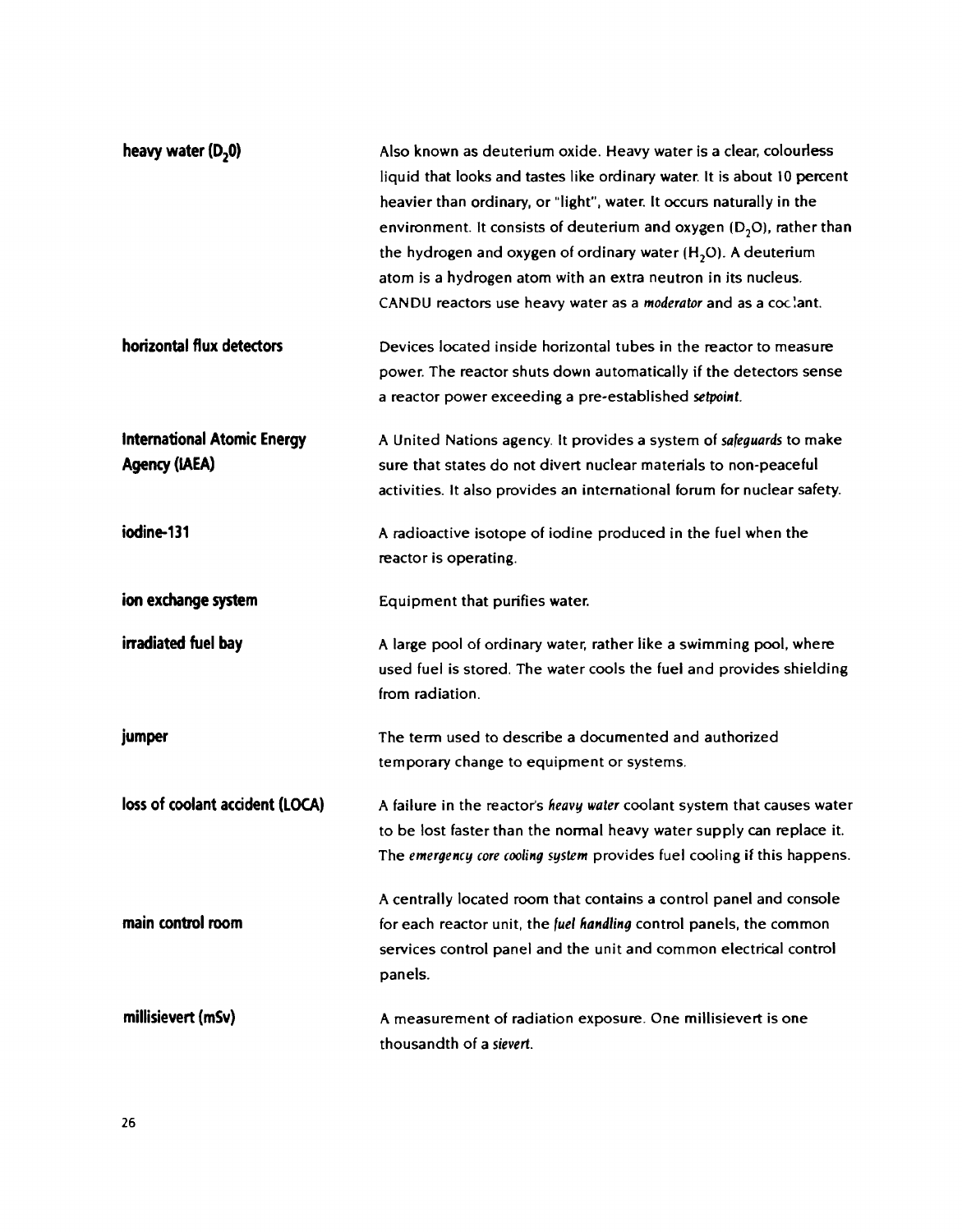**heavy water ($D_2O$)**

Also known as deuterium oxide. Heavy water is a clear, colourless liquid that looks and tastes like ordinary water. It is about 10 percent heavier than ordinary, or "light", water. It occurs naturally in the environment. It consists of deuterium and oxygen ($D_2O$), rather than the hydrogen and oxygen of ordinary water ($H_2O$). A deuterium atom is a hydrogen atom with an extra neutron in its nucleus. CANDU reactors use heavy water as a *moderator* and as a coolant.

**horizontal flux detectors**

Devices located inside horizontal tubes in the reactor to measure power. The reactor shuts down automatically if the detectors sense a reactor power exceeding a pre-established *setpoint*.

**International Atomic Energy Agency (IAEA)**

A United Nations agency. It provides a system of *safeguards* to make sure that states do not divert nuclear materials to non-peaceful activities. It also provides an international forum for nuclear safety.

**iodine-131**

A radioactive isotope of iodine produced in the fuel when the reactor is operating.

**ion exchange system**

Equipment that purifies water.

**irradiated fuel bay**

A large pool of ordinary water, rather like a swimming pool, where used fuel is stored. The water cools the fuel and provides shielding from radiation.

**jumper**

The term used to describe a documented and authorized temporary change to equipment or systems.

**loss of coolant accident (LOCA)**

A failure in the reactor's *heavy water* coolant system that causes water to be lost faster than the normal heavy water supply can replace it. The *emergency core cooling system* provides fuel cooling if this happens.

**main control room**

A centrally located room that contains a control panel and console for each reactor unit, the *fuel handling* control panels, the common services control panel and the unit and common electrical control panels.

**millisievert (mSv)**

A measurement of radiation exposure. One millisievert is one thousandth of a *sievert*.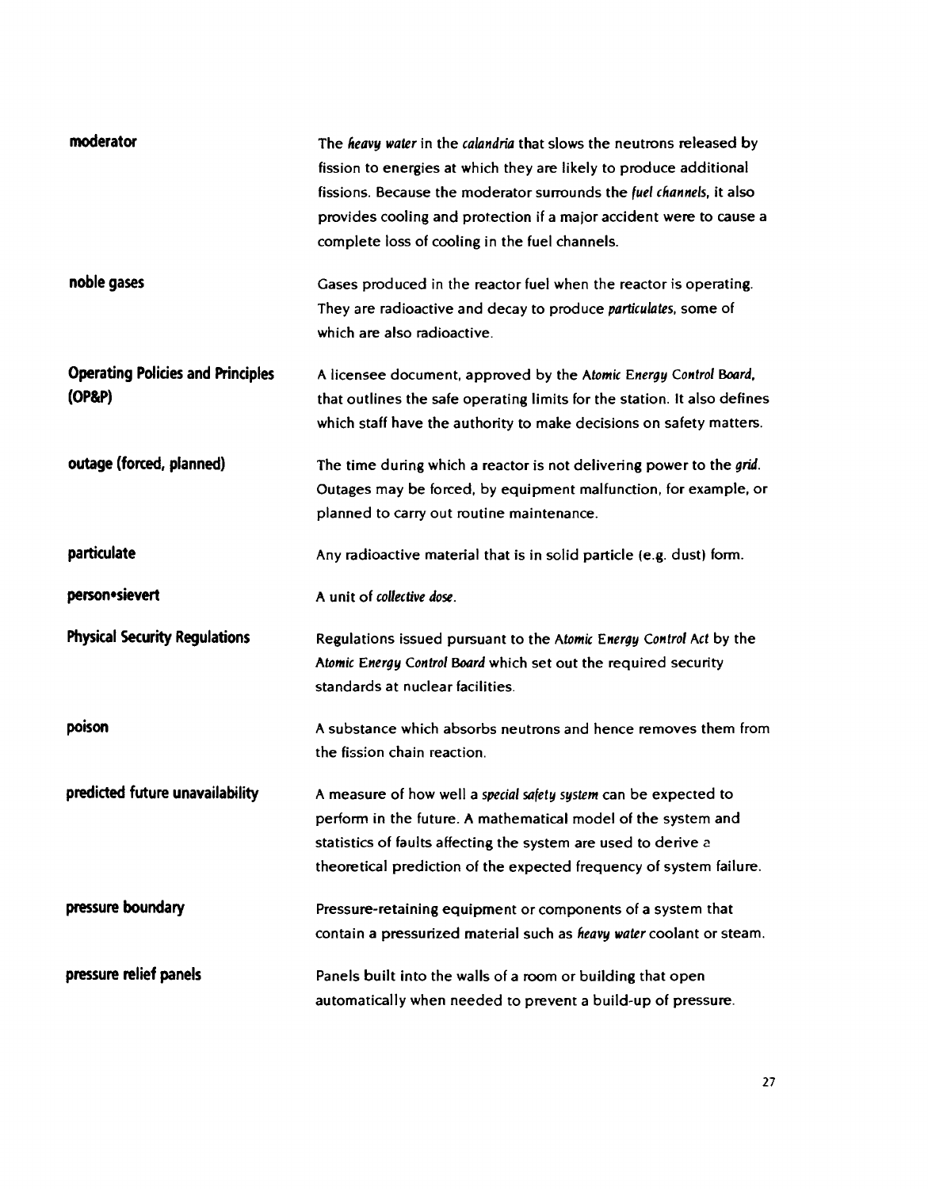**moderator**

The *heavy water* in the *calandria* that slows the neutrons released by fission to energies at which they are likely to produce additional fissions. Because the moderator surrounds the *fuel channels*, it also provides cooling and protection if a major accident were to cause a complete loss of cooling in the fuel channels.

**noble gases**

Gases produced in the reactor fuel when the reactor is operating. They are radioactive and decay to produce *particulates*, some of which are also radioactive.

**Operating Policies and Principles (OP&P)**

A licensee document, approved by the *Atomic Energy Control Board*, that outlines the safe operating limits for the station. It also defines which staff have the authority to make decisions on safety matters.

**outage (forced, planned)**

The time during which a reactor is not delivering power to the *grid*. Outages may be forced, by equipment malfunction, for example, or planned to carry out routine maintenance.

**particulate**

Any radioactive material that is in solid particle (e.g. dust) form.

**person•sievert**

A unit of *collective dose*.

**Physical Security Regulations**

Regulations issued pursuant to the *Atomic Energy Control Act* by the *Atomic Energy Control Board* which set out the required security standards at nuclear facilities.

**poison**

A substance which absorbs neutrons and hence removes them from the fission chain reaction.

**predicted future unavailability**

A measure of how well a *special safety system* can be expected to perform in the future. A mathematical model of the system and statistics of faults affecting the system are used to derive a theoretical prediction of the expected frequency of system failure.

**pressure boundary**

Pressure-retaining equipment or components of a system that contain a pressurized material such as *heavy water* coolant or steam.

**pressure relief panels**

Panels built into the walls of a room or building that open automatically when needed to prevent a build-up of pressure.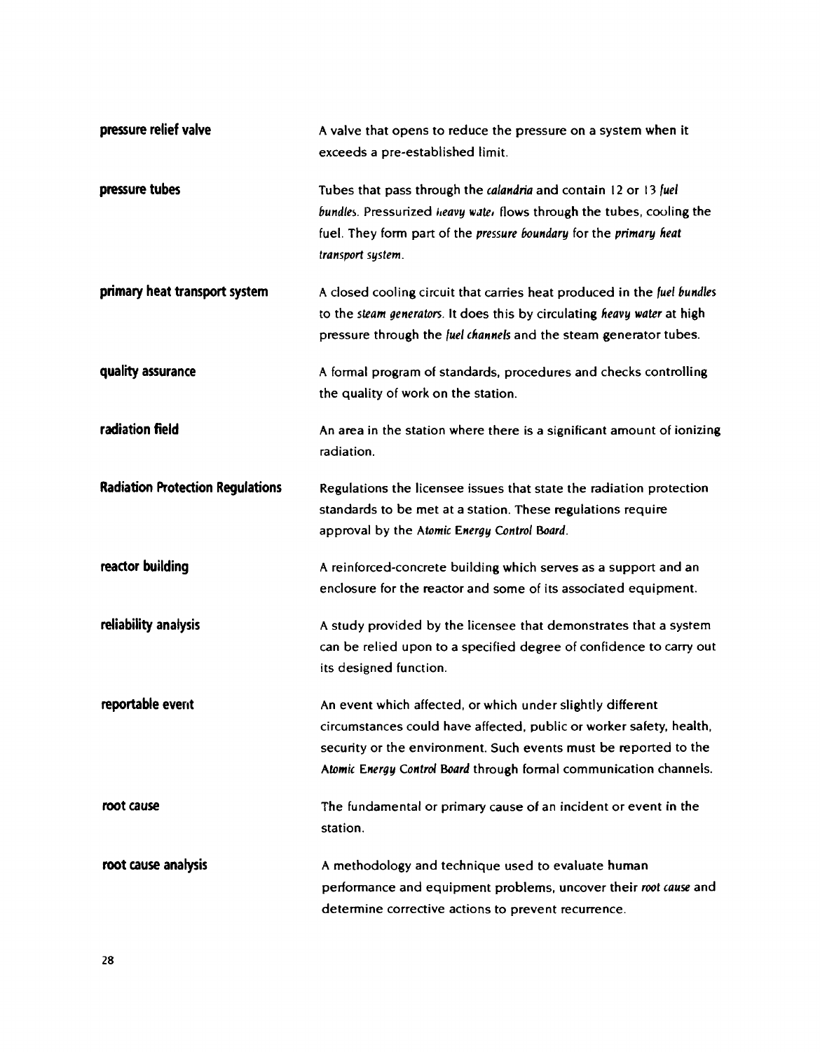**pressure relief valve**

A valve that opens to reduce the pressure on a system when it exceeds a pre-established limit.

**pressure tubes**

Tubes that pass through the *calandria* and contain 12 or 13 *fuel bundles*. Pressurized *heavy water* flows through the tubes, cooling the fuel. They form part of the *pressure boundary* for the *primary heat transport system*.

**primary heat transport system**

A closed cooling circuit that carries heat produced in the *fuel bundles* to the *steam generators*. It does this by circulating *heavy water* at high pressure through the *fuel channels* and the steam generator tubes.

**quality assurance**

A formal program of standards, procedures and checks controlling the quality of work on the station.

**radiation field**

An area in the station where there is a significant amount of ionizing radiation.

**Radiation Protection Regulations**

Regulations the licensee issues that state the radiation protection standards to be met at a station. These regulations require approval by the *Atomic Energy Control Board*.

**reactor building**

A reinforced-concrete building which serves as a support and an enclosure for the reactor and some of its associated equipment.

**reliability analysis**

A study provided by the licensee that demonstrates that a system can be relied upon to a specified degree of confidence to carry out its designed function.

**reportable event**

An event which affected, or which under slightly different circumstances could have affected, public or worker safety, health, security or the environment. Such events must be reported to the *Atomic Energy Control Board* through formal communication channels.

**root cause**

The fundamental or primary cause of an incident or event in the station.

**root cause analysis**

A methodology and technique used to evaluate human performance and equipment problems, uncover their *root cause* and determine corrective actions to prevent recurrence.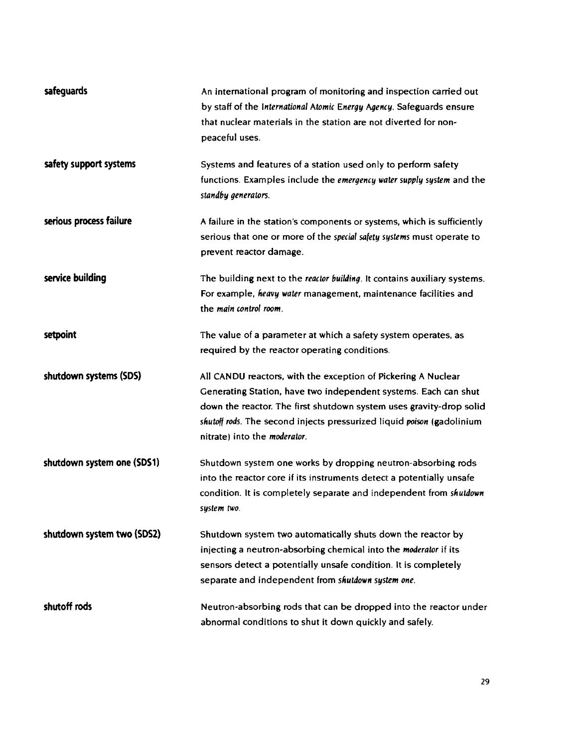**safeguards**

An international program of monitoring and inspection carried out by staff of the *International Atomic Energy Agency*. Safeguards ensure that nuclear materials in the station are not diverted for non-peaceful uses.

**safety support systems**

Systems and features of a station used only to perform safety functions. Examples include the *emergency water supply system* and the *standby generators*.

**serious process failure**

A failure in the station's components or systems, which is sufficiently serious that one or more of the *special safety systems* must operate to prevent reactor damage.

**service building**

The building next to the *reactor building*. It contains auxiliary systems. For example, *heavy water* management, maintenance facilities and the *main control room*.

**setpoint**

The value of a parameter at which a safety system operates, as required by the reactor operating conditions.

**shutdown systems (SDS)**

All CANDU reactors, with the exception of Pickering A Nuclear Generating Station, have two independent systems. Each can shut down the reactor. The first shutdown system uses gravity-drop solid *shutoff rods*. The second injects pressurized liquid *poison* (gadolinium nitrate) into the *moderator*.

**shutdown system one (SDS1)**

Shutdown system one works by dropping neutron-absorbing rods into the reactor core if its instruments detect a potentially unsafe condition. It is completely separate and independent from *shutdown system two*.

**shutdown system two (SDS2)**

Shutdown system two automatically shuts down the reactor by injecting a neutron-absorbing chemical into the *moderator* if its sensors detect a potentially unsafe condition. It is completely separate and independent from *shutdown system one*.

**shutoff rods**

Neutron-absorbing rods that can be dropped into the reactor under abnormal conditions to shut it down quickly and safely.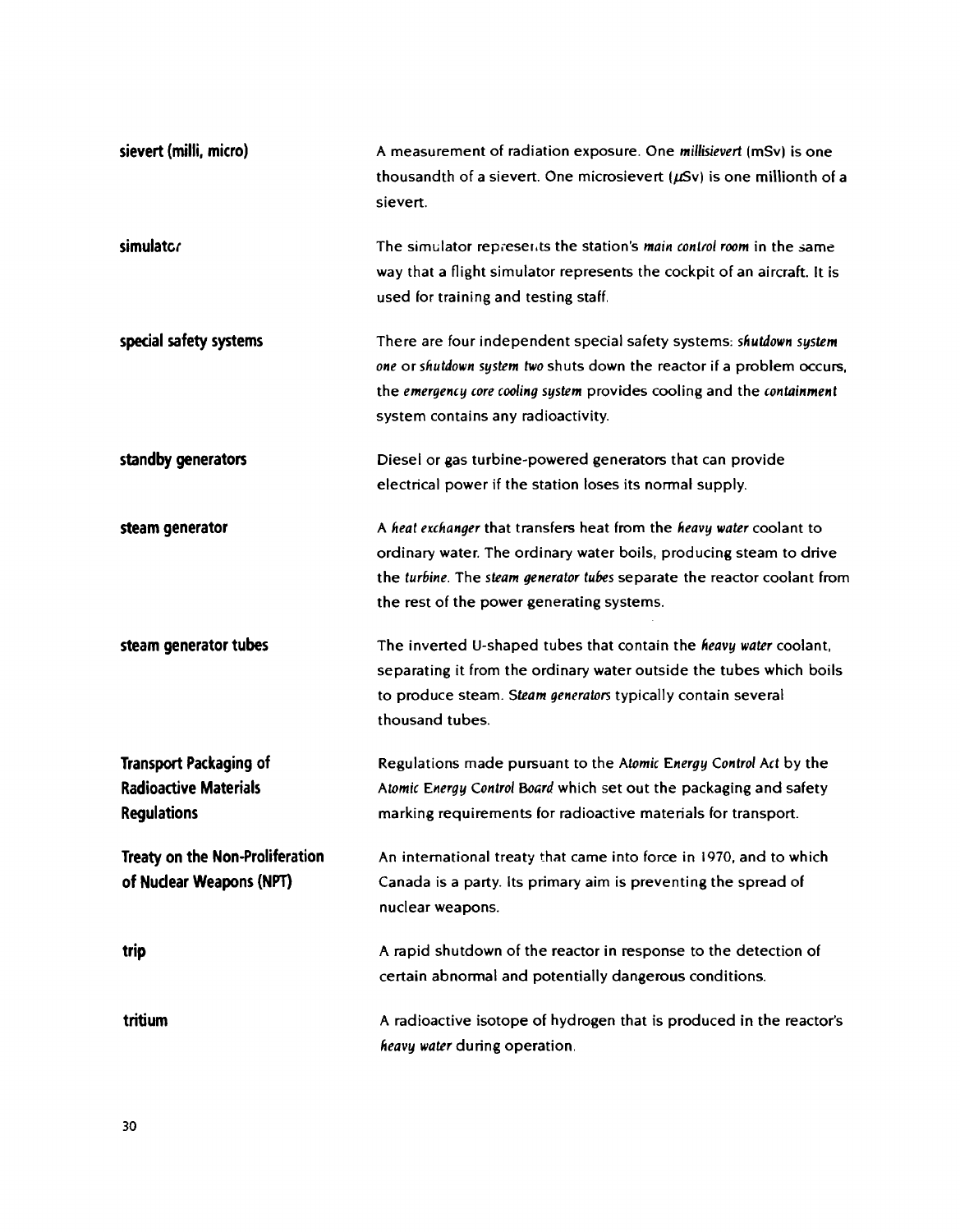**sievert (milli, micro)**

A measurement of radiation exposure. One *millisievert* (mSv) is one thousandth of a sievert. One microsievert ($\mu$Sv) is one millionth of a sievert.

**simulator**

The simulator represents the station's *main control room* in the same way that a flight simulator represents the cockpit of an aircraft. It is used for training and testing staff.

**special safety systems**

There are four independent special safety systems: *shutdown system one* or *shutdown system two* shuts down the reactor if a problem occurs, the *emergency core cooling system* provides cooling and the *containment* system contains any radioactivity.

**standby generators**

Diesel or gas turbine-powered generators that can provide electrical power if the station loses its normal supply.

**steam generator**

A *heat exchanger* that transfers heat from the *heavy water* coolant to ordinary water. The ordinary water boils, producing steam to drive the *turbine*. The *steam generator tubes* separate the reactor coolant from the rest of the power generating systems.

**steam generator tubes**

The inverted U-shaped tubes that contain the *heavy water* coolant, separating it from the ordinary water outside the tubes which boils to produce steam. *Steam generators* typically contain several thousand tubes.

**Transport Packaging of Radioactive Materials Regulations**

Regulations made pursuant to the *Atomic Energy Control Act* by the *Atomic Energy Control Board* which set out the packaging and safety marking requirements for radioactive materials for transport.

**Treaty on the Non-Proliferation of Nuclear Weapons (NPT)**

An international treaty that came into force in 1970, and to which Canada is a party. Its primary aim is preventing the spread of nuclear weapons.

**trip**

A rapid shutdown of the reactor in response to the detection of certain abnormal and potentially dangerous conditions.

**tritium**

A radioactive isotope of hydrogen that is produced in the reactor's *heavy water* during operation.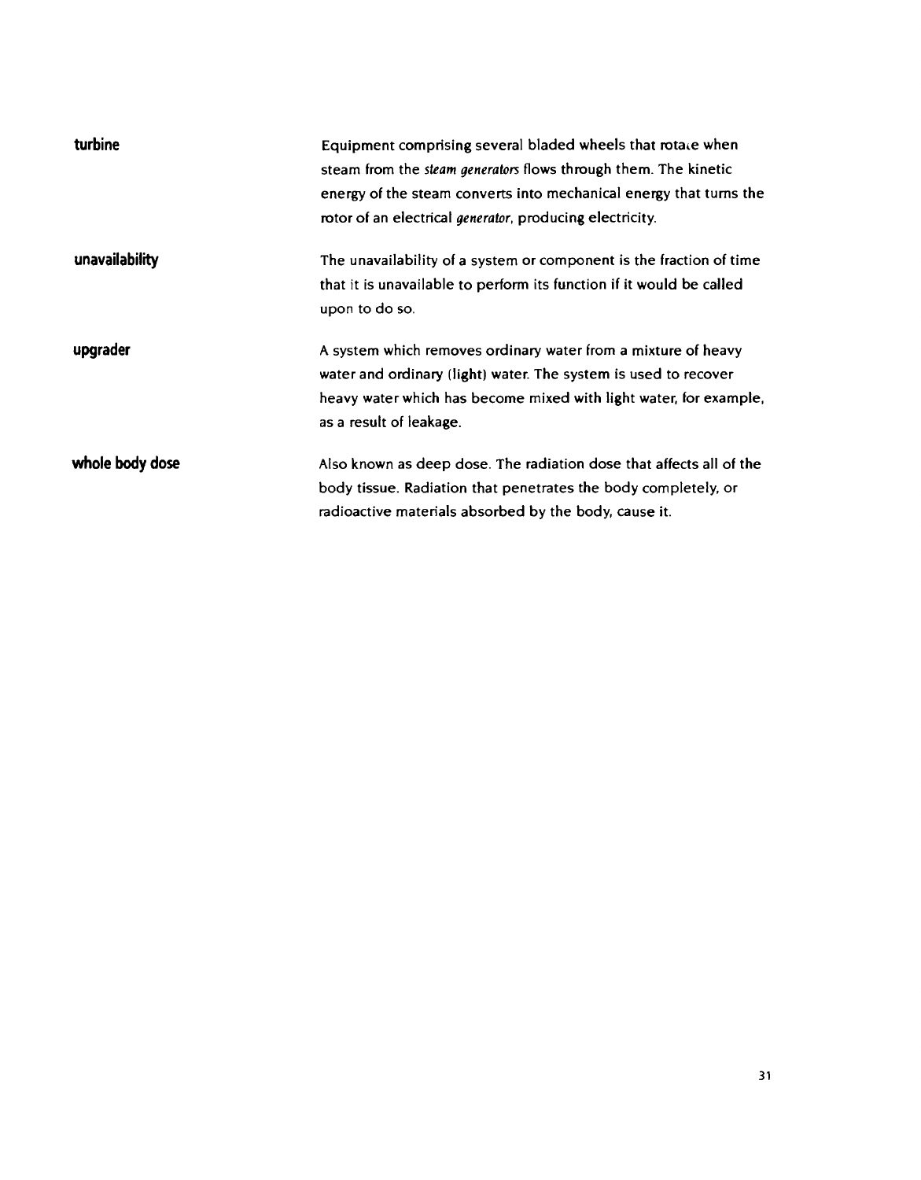**turbine**

Equipment comprising several bladed wheels that rotate when steam from the *steam generators* flows through them. The kinetic energy of the steam converts into mechanical energy that turns the rotor of an electrical *generator*, producing electricity.

**unavailability**

The unavailability of a system or component is the fraction of time that it is unavailable to perform its function if it would be called upon to do so.

**upgrader**

A system which removes ordinary water from a mixture of heavy water and ordinary (light) water. The system is used to recover heavy water which has become mixed with light water, for example, as a result of leakage.

**whole body dose**

Also known as deep dose. The radiation dose that affects all of the body tissue. Radiation that penetrates the body completely, or radioactive materials absorbed by the body, cause it.